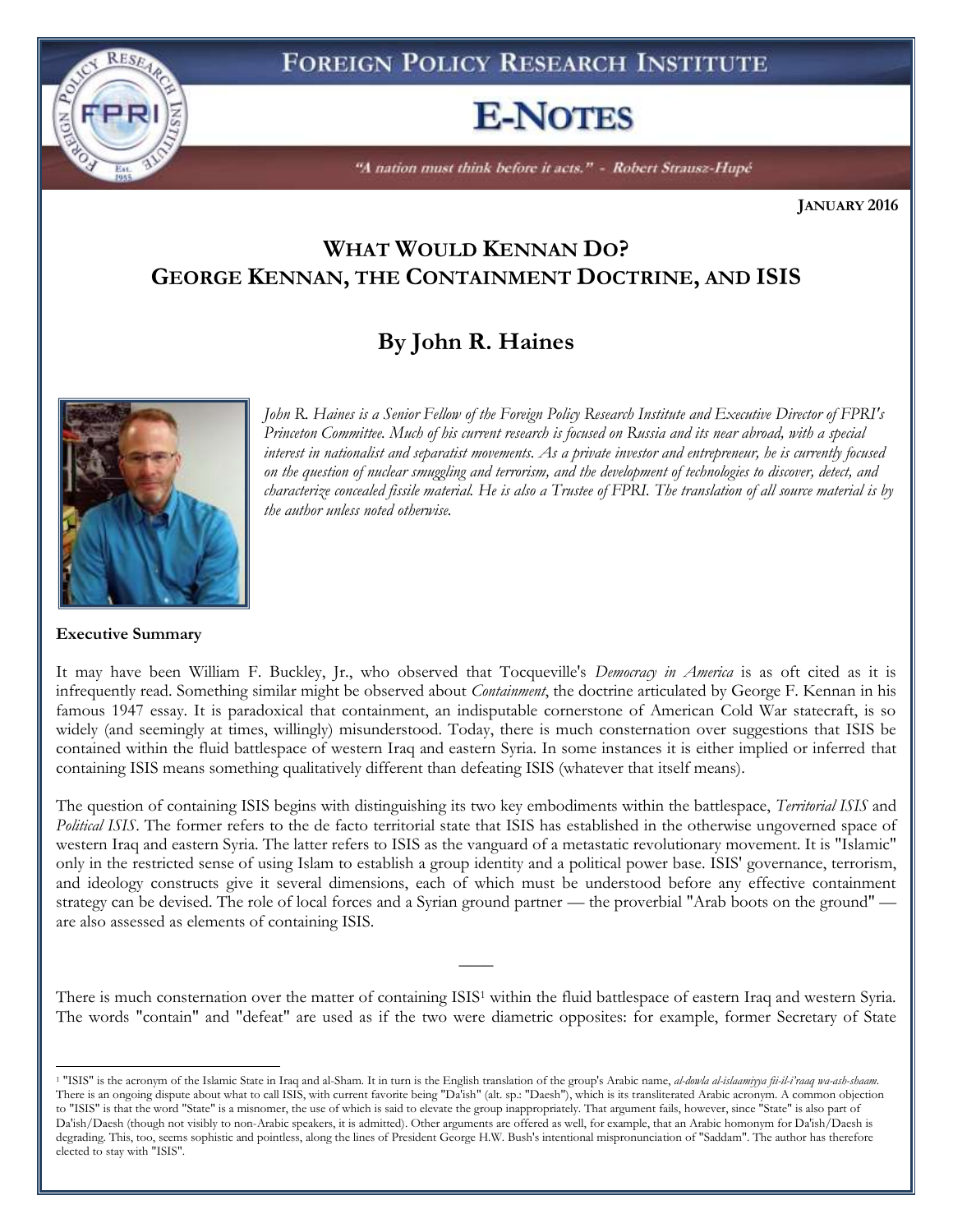# FOREIGN POLICY RESEARCH INSTITUTE

# E-NOTES

*"A nation must think before it acts." - Robert Strausz-Hupé*

**JANUARY 2016**

## WHAT WOULD KENNAN DO? GEORGE KENNAN, THE CONTAINMENT DOCTRINE, AND ISIS

### By John R. Haines

*John R. Haines is a Senior Fellow of the Foreign Policy Research Institute and Executive Director of FPRI's Princeton Committee. Much of his current research is focused on Russia and its near abroad, with a special interest in nationalist and separatist movements. As a private investor and entrepreneur, he is currently focused on the question of nuclear smuggling and terrorism, and the development of technologies to discover, detect, and characterize concealed fissile material. He is also a Trustee of FPRI. The translation of all source material is by the author unless noted otherwise.*

**Executive Summary**

It may have been William F. Buckley, Jr., who observed that Tocqueville's *Democracy in America* is as oft cited as it is infrequently read. Something similar might be observed about *Containment*, the doctrine articulated by George F. Kennan in his famous 1947 essay. It is paradoxical that containment, an indisputable cornerstone of American Cold War statecraft, is so widely (and seemingly at times, willingly) misunderstood. Today, there is much consternation over suggestions that ISIS be contained within the fluid battlespace of western Iraq and eastern Syria. In some instances it is either implied or inferred that containing ISIS means something qualitatively different than defeating ISIS (whatever that itself means).

The question of containing ISIS begins with distinguishing its two key embodiments within the battlespace, *Territorial ISIS* and *Political ISIS*. The former refers to the de facto territorial state that ISIS has established in the otherwise ungoverned space of western Iraq and eastern Syria. The latter refers to ISIS as the vanguard of a metastatic revolutionary movement. It is "Islamic" only in the restricted sense of using Islam to establish a group identity and a political power base. ISIS' governance, terrorism, and ideology constructs give it several dimensions, each of which must be understood before any effective containment strategy can be devised. The role of local forces and a Syrian ground partner — the proverbial "Arab boots on the ground" — are also assessed as elements of containing ISIS.

——

There is much consternation over the matter of containing ISIS[1] within the fluid battlespace of eastern Iraq and western Syria. The words "contain" and "defeat" are used as if the two were diametric opposites: for example, former Secretary of State

[1] "ISIS" is the acronym of the Islamic State in Iraq and al-Sham. It in turn is the English translation of the group's Arabic name, *al-dowla al-islaamiyya fii-il-i'raaq wa-ash-shaam*. There is an ongoing dispute about what to call ISIS, with current favorite being "Da'ish" (alt. sp.: "Daesh"), which is its transliterated Arabic acronym. A common objection to "ISIS" is that the word "State" is a misnomer, the use of which is said to elevate the group inappropriately. That argument fails, however, since "State" is also part of Da'ish/Daesh (though not visibly to non-Arabic speakers, it is admitted). Other arguments are offered as well, for example, that an Arabic homonym for Da'ish/Daesh is degrading. This, too, seems sophistic and pointless, along the lines of President George H.W. Bush's intentional mispronunciation of "Saddam". The author has therefore elected to stay with "ISIS".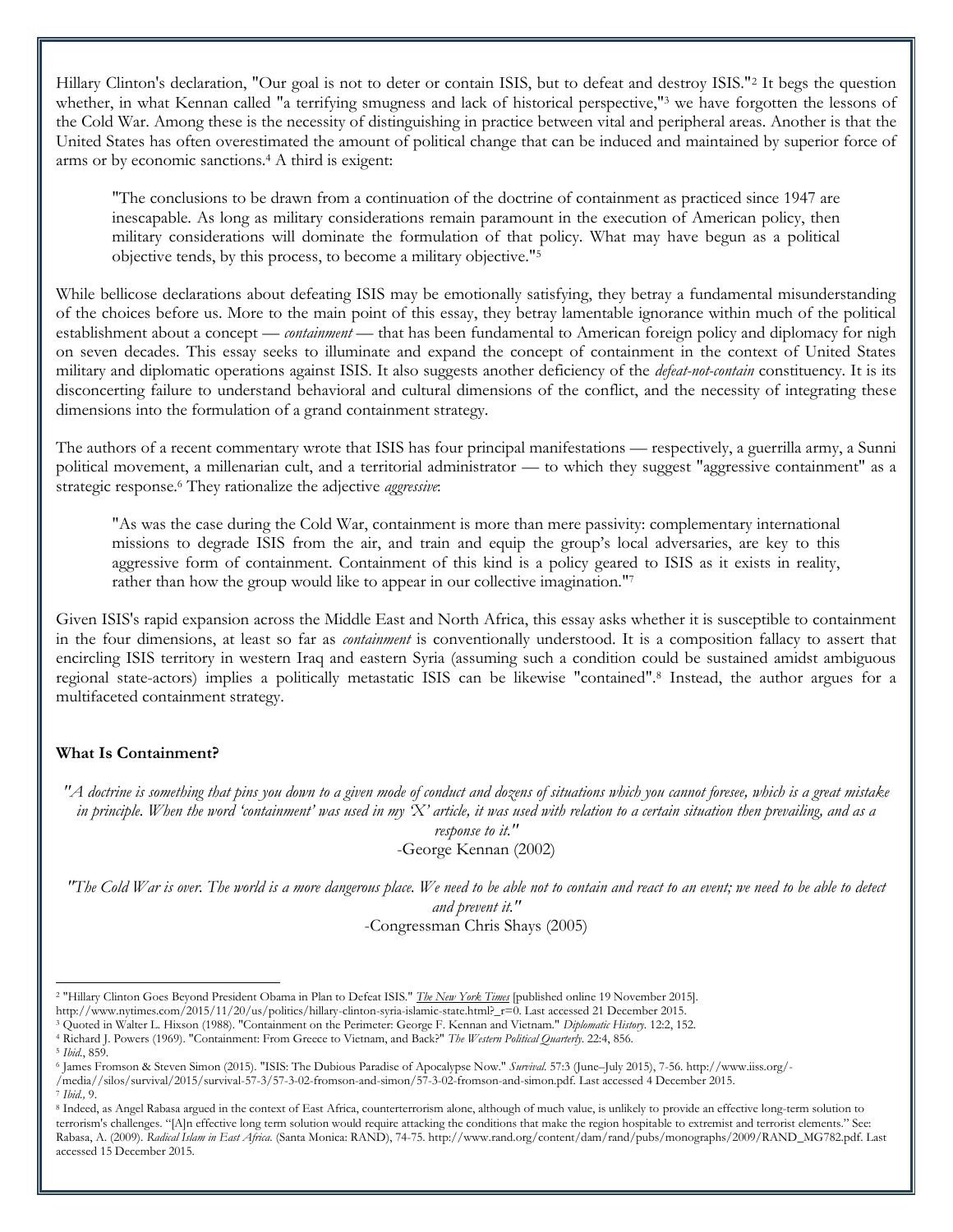Hillary Clinton's declaration, "Our goal is not to deter or contain ISIS, but to defeat and destroy ISIS."[2] It begs the question whether, in what Kennan called "a terrifying smugness and lack of historical perspective,"[3] we have forgotten the lessons of the Cold War. Among these is the necessity of distinguishing in practice between vital and peripheral areas. Another is that the United States has often overestimated the amount of political change that can be induced and maintained by superior force of arms or by economic sanctions.[4] A third is exigent:

> "The conclusions to be drawn from a continuation of the doctrine of containment as practiced since 1947 are inescapable. As long as military considerations remain paramount in the execution of American policy, then military considerations will dominate the formulation of that policy. What may have begun as a political objective tends, by this process, to become a military objective."[5]

While bellicose declarations about defeating ISIS may be emotionally satisfying, they betray a fundamental misunderstanding of the choices before us. More to the main point of this essay, they betray lamentable ignorance within much of the political establishment about a concept — *containment* — that has been fundamental to American foreign policy and diplomacy for nigh on seven decades. This essay seeks to illuminate and expand the concept of containment in the context of United States military and diplomatic operations against ISIS. It also suggests another deficiency of the *defeat-not-contain* constituency. It is its disconcerting failure to understand behavioral and cultural dimensions of the conflict, and the necessity of integrating these dimensions into the formulation of a grand containment strategy.

The authors of a recent commentary wrote that ISIS has four principal manifestations — respectively, a guerrilla army, a Sunni political movement, a millenarian cult, and a territorial administrator — to which they suggest "aggressive containment" as a strategic response.[6] They rationalize the adjective *aggressive*:

> "As was the case during the Cold War, containment is more than mere passivity: complementary international missions to degrade ISIS from the air, and train and equip the group's local adversaries, are key to this aggressive form of containment. Containment of this kind is a policy geared to ISIS as it exists in reality, rather than how the group would like to appear in our collective imagination."[7]

Given ISIS's rapid expansion across the Middle East and North Africa, this essay asks whether it is susceptible to containment in the four dimensions, at least so far as *containment* is conventionally understood. It is a composition fallacy to assert that encircling ISIS territory in western Iraq and eastern Syria (assuming such a condition could be sustained amidst ambiguous regional state-actors) implies a politically metastatic ISIS can be likewise "contained".[8] Instead, the author argues for a multifaceted containment strategy.

### What Is Containment?

*"A doctrine is something that pins you down to a given mode of conduct and dozens of situations which you cannot foresee, which is a great mistake in principle. When the word 'containment' was used in my 'X' article, it was used with relation to a certain situation then prevailing, and as a response to it."*
-George Kennan (2002)

*"The Cold War is over. The world is a more dangerous place. We need to be able not to contain and react to an event; we need to be able to detect and prevent it."*
-Congressman Chris Shays (2005)

---

[2] "Hillary Clinton Goes Beyond President Obama in Plan to Defeat ISIS." *The New York Times* [published online 19 November 2015]. http://www.nytimes.com/2015/11/20/us/politics/hillary-clinton-syria-islamic-state.html?_r=0. Last accessed 21 December 2015.

[3] Quoted in Walter L. Hixson (1988). "Containment on the Perimeter: George F. Kennan and Vietnam." *Diplomatic History*. 12:2, 152.

[4] Richard J. Powers (1969). "Containment: From Greece to Vietnam, and Back?" *The Western Political Quarterly*. 22:4, 856.

[5] *Ibid.*, 859.

[6] James Fromson & Steven Simon (2015). "ISIS: The Dubious Paradise of Apocalypse Now." *Survival*. 57:3 (June–July 2015), 7-56. http://www.iiss.org/-/media//silos/survival/2015/survival-57-3/57-3-02-fromson-and-simon/57-3-02-fromson-and-simon.pdf. Last accessed 4 December 2015.

[7] *Ibid.,* 9.

[8] Indeed, as Angel Rabasa argued in the context of East Africa, counterterrorism alone, although of much value, is unlikely to provide an effective long-term solution to terrorism's challenges. "[A]n effective long term solution would require attacking the conditions that make the region hospitable to extremist and terrorist elements." See: Rabasa, A. (2009). *Radical Islam in East Africa*. (Santa Monica: RAND), 74-75. http://www.rand.org/content/dam/rand/pubs/monographs/2009/RAND_MG782.pdf. Last accessed 15 December 2015.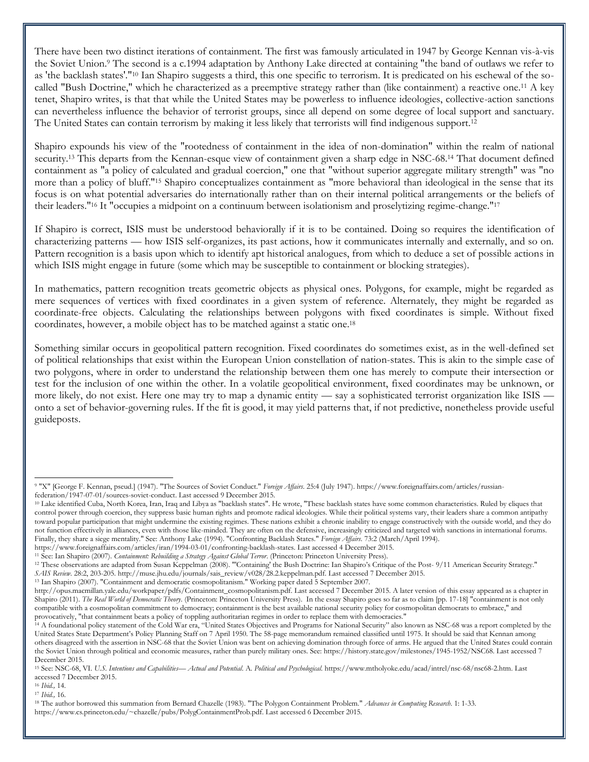There have been two distinct iterations of containment. The first was famously articulated in 1947 by George Kennan vis-à-vis the Soviet Union.[9] The second is a c.1994 adaptation by Anthony Lake directed at containing "the band of outlaws we refer to as 'the backlash states'."[10] Ian Shapiro suggests a third, this one specific to terrorism. It is predicated on his eschewal of the so-called "Bush Doctrine," which he characterized as a preemptive strategy rather than (like containment) a reactive one.[11] A key tenet, Shapiro writes, is that that while the United States may be powerless to influence ideologies, collective-action sanctions can nevertheless influence the behavior of terrorist groups, since all depend on some degree of local support and sanctuary. The United States can contain terrorism by making it less likely that terrorists will find indigenous support.[12]

Shapiro expounds his view of the "rootedness of containment in the idea of non-domination" within the realm of national security.[13] This departs from the Kennan-esque view of containment given a sharp edge in NSC-68.[14] That document defined containment as "a policy of calculated and gradual coercion," one that "without superior aggregate military strength" was "no more than a policy of bluff."[15] Shapiro conceptualizes containment as "more behavioral than ideological in the sense that its focus is on what potential adversaries do internationally rather than on their internal political arrangements or the beliefs of their leaders."[16] It "occupies a midpoint on a continuum between isolationism and proselytizing regime-change."[17]

If Shapiro is correct, ISIS must be understood behaviorally if it is to be contained. Doing so requires the identification of characterizing patterns — how ISIS self-organizes, its past actions, how it communicates internally and externally, and so on. Pattern recognition is a basis upon which to identify apt historical analogues, from which to deduce a set of possible actions in which ISIS might engage in future (some which may be susceptible to containment or blocking strategies).

In mathematics, pattern recognition treats geometric objects as physical ones. Polygons, for example, might be regarded as mere sequences of vertices with fixed coordinates in a given system of reference. Alternately, they might be regarded as coordinate-free objects. Calculating the relationships between polygons with fixed coordinates is simple. Without fixed coordinates, however, a mobile object has to be matched against a static one.[18]

Something similar occurs in geopolitical pattern recognition. Fixed coordinates do sometimes exist, as in the well-defined set of political relationships that exist within the European Union constellation of nation-states. This is akin to the simple case of two polygons, where in order to understand the relationship between them one has merely to compute their intersection or test for the inclusion of one within the other. In a volatile geopolitical environment, fixed coordinates may be unknown, or more likely, do not exist. Here one may try to map a dynamic entity — say a sophisticated terrorist organization like ISIS — onto a set of behavior-governing rules. If the fit is good, it may yield patterns that, if not predictive, nonetheless provide useful guideposts.

---

[9] "X" [George F. Kennan, pseud.] (1947). "The Sources of Soviet Conduct." *Foreign Affairs*. 25:4 (July 1947). https://www.foreignaffairs.com/articles/russian-federation/1947-07-01/sources-soviet-conduct. Last accessed 9 December 2015.

[10] Lake identified Cuba, North Korea, Iran, Iraq and Libya as "backlash states". He wrote, "These backlash states have some common characteristics. Ruled by cliques that control power through coercion, they suppress basic human rights and promote radical ideologies. While their political systems vary, their leaders share a common antipathy toward popular participation that might undermine the existing regimes. These nations exhibit a chronic inability to engage constructively with the outside world, and they do not function effectively in alliances, even with those like-minded. They are often on the defensive, increasingly criticized and targeted with sanctions in international forums. Finally, they share a siege mentality." See: Anthony Lake (1994). "Confronting Backlash States." *Foreign Affairs*. 73:2 (March/April 1994). https://www.foreignaffairs.com/articles/iran/1994-03-01/confronting-backlash-states. Last accessed 4 December 2015.

[11] See: Ian Shapiro (2007). *Containment: Rebuilding a Strategy Against Global Terror*. (Princeton: Princeton University Press).

[12] These observations are adapted from Susan Keppelman (2008). "'Containing' the Bush Doctrine: Ian Shapiro's Critique of the Post- 9/11 American Security Strategy." *SAIS Review*. 28:2, 203-205. http://muse.jhu.edu/journals/sais_review/v028/28.2.keppelman.pdf. Last accessed 7 December 2015.

[13] Ian Shapiro (2007). "Containment and democratic cosmopolitanism." Working paper dated 5 September 2007. http://opus.macmillan.yale.edu/workpaper/pdfs/Containment_cosmopolitanism.pdf. Last accessed 7 December 2015. A later version of this essay appeared as a chapter in Shapiro (2011). *The Real World of Democratic Theory*. (Princeton: Princeton University Press). In the essay Shapiro goes so far as to claim [pp. 17-18] "containment is not only compatible with a cosmopolitan commitment to democracy; containment is the best available national security policy for cosmopolitan democrats to embrace," and provocatively, "that containment beats a policy of toppling authoritarian regimes in order to replace them with democracies."

[14] A foundational policy statement of the Cold War era, "United States Objectives and Programs for National Security" also known as NSC-68 was a report completed by the United States State Department's Policy Planning Staff on 7 April 1950. The 58-page memorandum remained classified until 1975. It should be said that Kennan among others disagreed with the assertion in NSC-68 that the Soviet Union was bent on achieving domination through force of arms. He argued that the United States could contain the Soviet Union through political and economic measures, rather than purely military ones. See: https://history.state.gov/milestones/1945-1952/NSC68. Last accessed 7 December 2015.

[15] See: NSC-68, VI. *U.S. Intentions and Capabilities— Actual and Potential*. *A. Political and Psychological*. https://www.mtholyoke.edu/acad/intrel/nsc-68/nsc68-2.htm. Last accessed 7 December 2015.

[16] *Ibid.*, 14.

[17] *Ibid.*, 16.

[18] The author borrowed this summation from Bernard Chazelle (1983). "The Polygon Containment Problem." *Advances in Computing Research*. 1: 1-33. https://www.cs.princeton.edu/~chazelle/pubs/PolygContainmentProb.pdf. Last accessed 6 December 2015.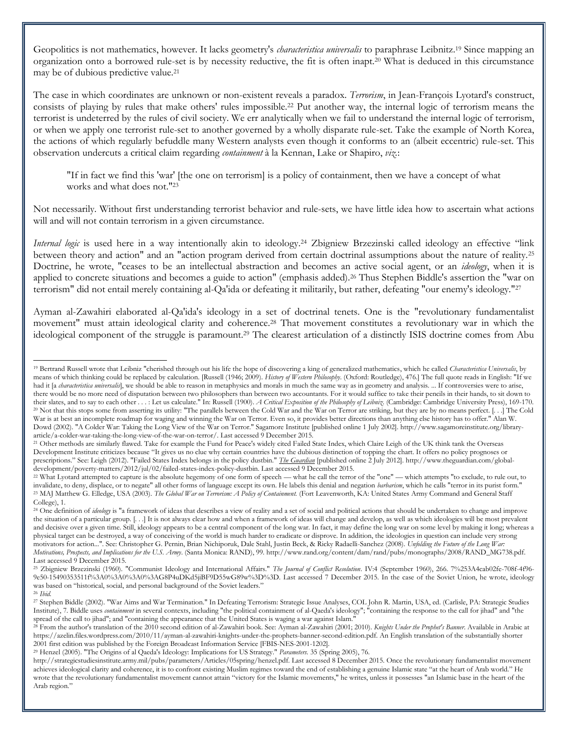Geopolitics is not mathematics, however. It lacks geometry's *characteristica universalis* to paraphrase Leibnitz.[19] Since mapping an organization onto a borrowed rule-set is by necessity reductive, the fit is often inapt.[20] What is deduced in this circumstance may be of dubious predictive value.[21]

The case in which coordinates are unknown or non-existent reveals a paradox. *Terrorism*, in Jean-François Lyotard's construct, consists of playing by rules that make others' rules impossible.[22] Put another way, the internal logic of terrorism means the terrorist is undeterred by the rules of civil society. We err analytically when we fail to understand the internal logic of terrorism, or when we apply one terrorist rule-set to another governed by a wholly disparate rule-set. Take the example of North Korea, the actions of which regularly befuddle many Western analysts even though it conforms to an (albeit eccentric) rule-set. This observation undercuts a critical claim regarding *containment* à la Kennan, Lake or Shapiro, *viz.*:

> "If in fact we find this 'war' [the one on terrorism] is a policy of containment, then we have a concept of what works and what does not."[23]

Not necessarily. Without first understanding terrorist behavior and rule-sets, we have little idea how to ascertain what actions will and will not contain terrorism in a given circumstance.

*Internal logic* is used here in a way intentionally akin to ideology.[24] Zbigniew Brzezinski called ideology an effective "link between theory and action" and an "action program derived from certain doctrinal assumptions about the nature of reality.[25] Doctrine, he wrote, "ceases to be an intellectual abstraction and becomes an active social agent, or an *ideology*, when it is applied to concrete situations and becomes a guide to action" (emphasis added).[26] Thus Stephen Biddle's assertion the "war on terrorism" did not entail merely containing al-Qa'ida or defeating it militarily, but rather, defeating "our enemy's ideology."[27]

Ayman al-Zawahiri elaborated al-Qa'ida's ideology in a set of doctrinal tenets. One is the "revolutionary fundamentalist movement" must attain ideological clarity and coherence.[28] That movement constitutes a revolutionary war in which the ideological component of the struggle is paramount.[29] The clearest articulation of a distinctly ISIS doctrine comes from Abu

---

[19] Bertrand Russell wrote that Leibniz "cherished through out his life the hope of discovering a king of generalized mathematics, which he called *Characteristica Universalis*, by means of which thinking could be replaced by calculation. [Russell (1946; 2009). *History of Western Philosophy*. (Oxford: Routledge), 476.] The full quote reads in English: "If we had it [a *characteristica universalis*], we should be able to reason in metaphysics and morals in much the same way as in geometry and analysis. ... If controversies were to arise, there would be no more need of disputation between two philosophers than between two accountants. For it would suffice to take their pencils in their hands, to sit down to their slates, and to say to each other . . . : Let us calculate." In: Russell (1900). *A Critical Exposition of the Philosophy of Leibniz*. (Cambridge: Cambridge University Press), 169-170.

[20] Not that this stops some from asserting its utility: "The parallels between the Cold War and the War on Terror are striking, but they are by no means perfect. [. . .] The Cold War is at best an incomplete roadmap for waging and winning the War on Terror. Even so, it provides better directions than anything else history has to offer." Alan W. Dowd (2002). "A Colder War: Taking the Long View of the War on Terror." Sagamore Institute [published online 1 July 2002]. http://www.sagamoreinstitute.org/library-article/a-colder-war-taking-the-long-view-of-the-war-on-terror/. Last accessed 9 December 2015.

[21] Other methods are similarly flawed. Take for example the Fund for Peace's widely cited Failed State Index, which Claire Leigh of the UK think tank the Overseas Development Institute criticizes because "It gives us no clue why certain countries have the dubious distinction of topping the chart. It offers no policy prognoses or prescriptions." See: Leigh (2012). "Failed States Index belongs in the policy dustbin." *The Guardian* [published online 2 July 2012]. http://www.theguardian.com/global-development/poverty-matters/2012/jul/02/failed-states-index-policy-dustbin. Last accessed 9 December 2015.

[22] What Lyotard attempted to capture is the absolute hegemony of one form of speech — what he call the terror of the "one" — which attempts "to exclude, to rule out, to invalidate, to deny, displace, or to negate" all other forms of language except its own. He labels this denial and negation *barbarism*, which he calls "terror in its purist form."

[23] MAJ Matthew G. Elledge, USA (2003). *The Global War on Terrorism: A Policy of Containment.* (Fort Leavenworth, KA: United States Army Command and General Staff College), 1.

[24] One definition of *ideology* is "a framework of ideas that describes a view of reality and a set of social and political actions that should be undertaken to change and improve the situation of a particular group. [. . .] It is not always clear how and when a framework of ideas will change and develop, as well as which ideologies will be most prevalent and decisive over a given time. Still, ideology appears to be a central component of the long war. In fact, it may define the long war on some level by making it long; whereas a physical target can be destroyed, a way of conceiving of the world is much harder to eradicate or disprove. In addition, the ideologies in question can include very strong motivators for action...". See: Christopher G. Pernin, Brian Nichiporuk, Dale Stahl, Justin Beck, & Ricky Radaelli-Sanchez (2008). *Unfolding the Future of the Long War: Motivations, Prospects, and Implications for the U.S. Army*. (Santa Monica: RAND), 99. http://www.rand.org/content/dam/rand/pubs/monographs/2008/RAND_MG738.pdf. Last accessed 9 December 2015.

[25] Zbigniew Brzezinski (1960). "Communist Ideology and International Affairs." *The Journal of Conflict Resolution*. IV:4 (September 1960), 266. 7%253A4cab02fe-708f-4f96-9e50-15490353511f%3A0%3A0%3A0%3AG8P4uDKd5jiBF9D55wG89w%3D%3D. Last accessed 7 December 2015. In the case of the Soviet Union, he wrote, ideology was based on "historical, social, and personal background of the Soviet leaders."

[26] *Ibid.*

[27] Stephen Biddle (2002). "War Aims and War Termination." In Defeating Terrorism: Strategic Issue Analyses, COL John R. Martin, USA, ed. (Carlisle, PA: Strategic Studies Institute), 7. Biddle uses *containment* in several contexts, including "the political containment of al-Qaeda's ideology"; "containing the response to the call for jihad" and "the spread of the call to jihad"; and "containing the appearance that the United States is waging a war against Islam."

[28] From the author's translation of the 2010 second edition of al-Zawahiri book. See: Ayman al-Zawahiri (2001; 2010). *Knights Under the Prophet's Banner*. Available in Arabic at https://azelin.files.wordpress.com/2010/11/ayman-al-zawahiri-knights-under-the-prophets-banner-second-edition.pdf. An English translation of the substantially shorter 2001 first edition was published by the Foreign Broadcast Information Service [FBIS-NES-2001-1202].

[29] Henzel (2005). "The Origins of al Qaeda's Ideology: Implications for US Strategy." *Parameters.* 35 (Spring 2005), 76. http://strategicstudiesinstitute.army.mil/pubs/parameters/Articles/05spring/henzel.pdf. Last accessed 8 December 2015. Once the revolutionary fundamentalist movement achieves ideological clarity and coherence, it is to confront existing Muslim regimes toward the end of establishing a genuine Islamic state "at the heart of Arab world." He wrote that the revolutionary fundamentalist movement cannot attain "victory for the Islamic movements," he writes, unless it possesses "an Islamic base in the heart of the Arab region."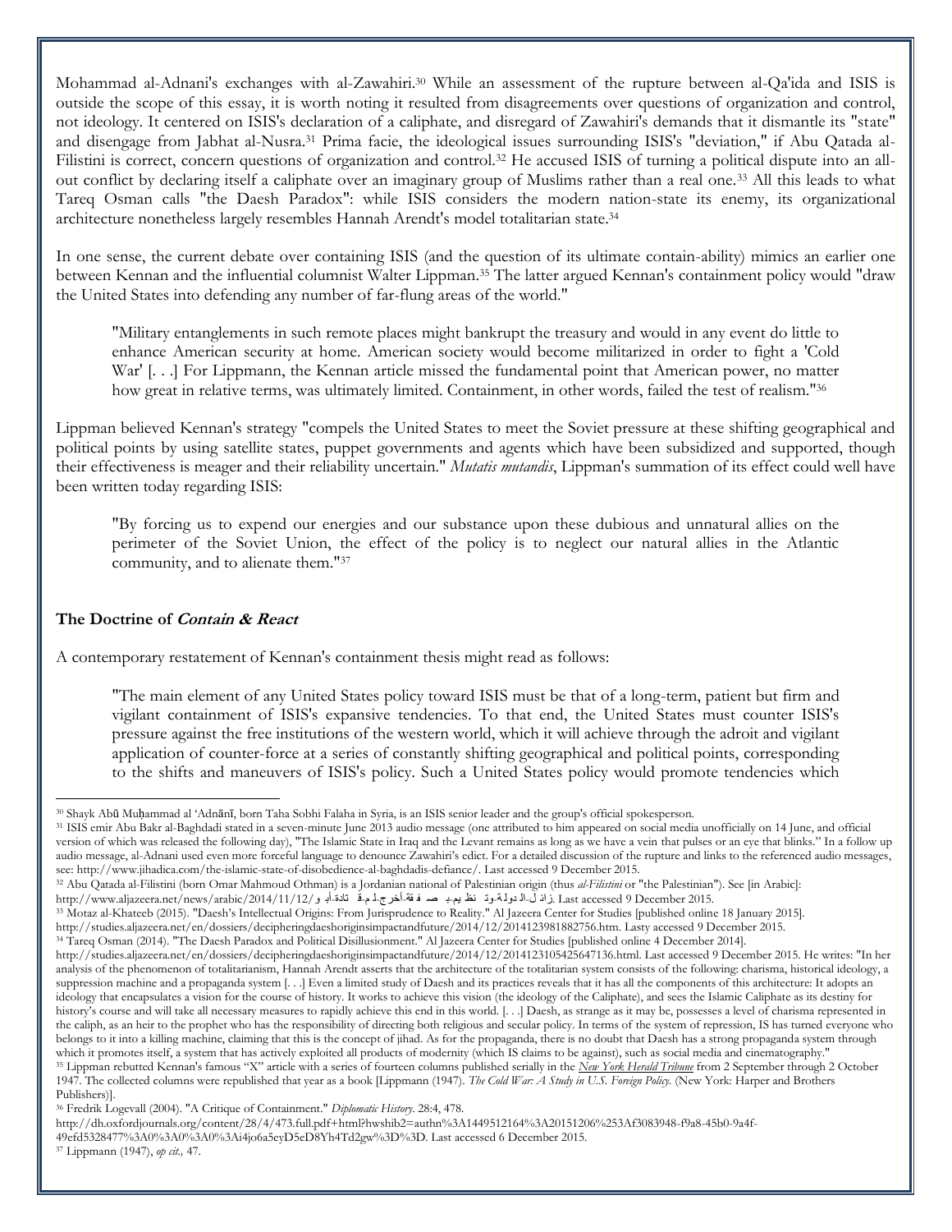Mohammad al-Adnani's exchanges with al-Zawahiri.[30] While an assessment of the rupture between al-Qa'ida and ISIS is outside the scope of this essay, it is worth noting it resulted from disagreements over questions of organization and control, not ideology. It centered on ISIS's declaration of a caliphate, and disregard of Zawahiri's demands that it dismantle its "state" and disengage from Jabhat al-Nusra.[31] Prima facie, the ideological issues surrounding ISIS's "deviation," if Abu Qatada al-Filistini is correct, concern questions of organization and control.[32] He accused ISIS of turning a political dispute into an all-out conflict by declaring itself a caliphate over an imaginary group of Muslims rather than a real one.[33] All this leads to what Tareq Osman calls "the Daesh Paradox": while ISIS considers the modern nation-state its enemy, its organizational architecture nonetheless largely resembles Hannah Arendt's model totalitarian state.[34]

In one sense, the current debate over containing ISIS (and the question of its ultimate contain-ability) mimics an earlier one between Kennan and the influential columnist Walter Lippman.[35] The latter argued Kennan's containment policy would "draw the United States into defending any number of far-flung areas of the world."

> "Military entanglements in such remote places might bankrupt the treasury and would in any event do little to enhance American security at home. American society would become militarized in order to fight a 'Cold War' [. . .] For Lippmann, the Kennan article missed the fundamental point that American power, no matter how great in relative terms, was ultimately limited. Containment, in other words, failed the test of realism."[36]

Lippman believed Kennan's strategy "compels the United States to meet the Soviet pressure at these shifting geographical and political points by using satellite states, puppet governments and agents which have been subsidized and supported, though their effectiveness is meager and their reliability uncertain." *Mutatis mutandis*, Lippman's summation of its effect could well have been written today regarding ISIS:

> "By forcing us to expend our energies and our substance upon these dubious and unnatural allies on the perimeter of the Soviet Union, the effect of the policy is to neglect our natural allies in the Atlantic community, and to alienate them."[37]

### The Doctrine of ***Contain & React***

A contemporary restatement of Kennan's containment thesis might read as follows:

> "The main element of any United States policy toward ISIS must be that of a long-term, patient but firm and vigilant containment of ISIS's expansive tendencies. To that end, the United States must counter ISIS's pressure against the free institutions of the western world, which it will achieve through the adroit and vigilant application of counter-force at a series of constantly shifting geographical and political points, corresponding to the shifts and maneuvers of ISIS's policy. Such a United States policy would promote tendencies which

---

[30] Shayk Abū Muḥammad al 'Adnānī, born Taha Sobhi Falaha in Syria, is an ISIS senior leader and the group's official spokesperson.

[31] ISIS emir Abu Bakr al-Baghdadi stated in a seven-minute June 2013 audio message (one attributed to him appeared on social media unofficially on 14 June, and official version of which was released the following day), "The Islamic State in Iraq and the Levant remains as long as we have a vein that pulses or an eye that blinks." In a follow up audio message, al-Adnani used even more forceful language to denounce Zawahiri's edict. For a detailed discussion of the rupture and links to the referenced audio messages, see: http://www.jihadica.com/the-islamic-state-of-disobedience-al-baghdadis-defiance/. Last accessed 9 December 2015.

[32] Abu Qatada al-Filistini (born Omar Mahmoud Othman) is a Jordanian national of Palestinian origin (thus *al-Filistini* or "the Palestinian"). See [in Arabic]: http://www.aljazeera.net/news/arabic/2014/11/12/أبو-قتادة-خلافة-البغدادي-باطلة-وتنظيم-الدولة-زائل. Last accessed 9 December 2015.

[33] Motaz al-Khateeb (2015). "Daesh's Intellectual Origins: From Jurisprudence to Reality." Al Jazeera Center for Studies [published online 18 January 2015]. http://studies.aljazeera.net/en/dossiers/decipheringdaeshoriginsimpactandfuture/2014/12/2014123981882756.htm. Lasty accessed 9 December 2015.

[34] Tareq Osman (2014). "The Daesh Paradox and Political Disillusionment." Al Jazeera Center for Studies [published online 4 December 2014]. http://studies.aljazeera.net/en/dossiers/decipheringdaeshoriginsimpactandfuture/2014/12/20141231054256471 36.html. Last accessed 9 December 2015. He writes: "In her analysis of the phenomenon of totalitarianism, Hannah Arendt asserts that the architecture of the totalitarian system consists of the following: charisma, historical ideology, a suppression machine and a propaganda system [. . .] Even a limited study of Daesh and its practices reveals that it has all the components of this architecture: It adopts an ideology that encapsulates a vision for the course of history. It works to achieve this vision (the ideology of the Caliphate), and sees the Islamic Caliphate as its destiny for history's course and will take all necessary measures to rapidly achieve this end in this world. [. . .] Daesh, as strange as it may be, possesses a level of charisma represented in the caliph, as an heir to the prophet who has the responsibility of directing both religious and secular policy. In terms of the system of repression, IS has turned everyone who belongs to it into a killing machine, claiming that this is the concept of jihad. As for the propaganda, there is no doubt that Daesh has a strong propaganda system through which it promotes itself, a system that has actively exploited all products of modernity (which IS claims to be against), such as social media and cinematography."

[35] Lippman rebutted Kennan's famous "X" article with a series of fourteen columns published serially in the *New York Herald Tribune* from 2 September through 2 October 1947. The collected columns were republished that year as a book [Lippmann (1947). *The Cold War: A Study in U.S. Foreign Policy.* (New York: Harper and Brothers Publishers)].

[36] Fredrik Logevall (2004). "A Critique of Containment." *Diplomatic History*. 28:4, 478. http://dh.oxfordjournals.org/content/28/4/473.full.pdf+html?hwshib2=authn%3A1449512164%3A20151206%253Af3083948-f9a8-45b0-9a4f-49efd5328477%3A0%3A0%3A0%3Ai4jo6a5eyD5eD8Yh4Td2gw%3D%3D. Last accessed 6 December 2015.

[37] Lippmann (1947), *op cit.,* 47.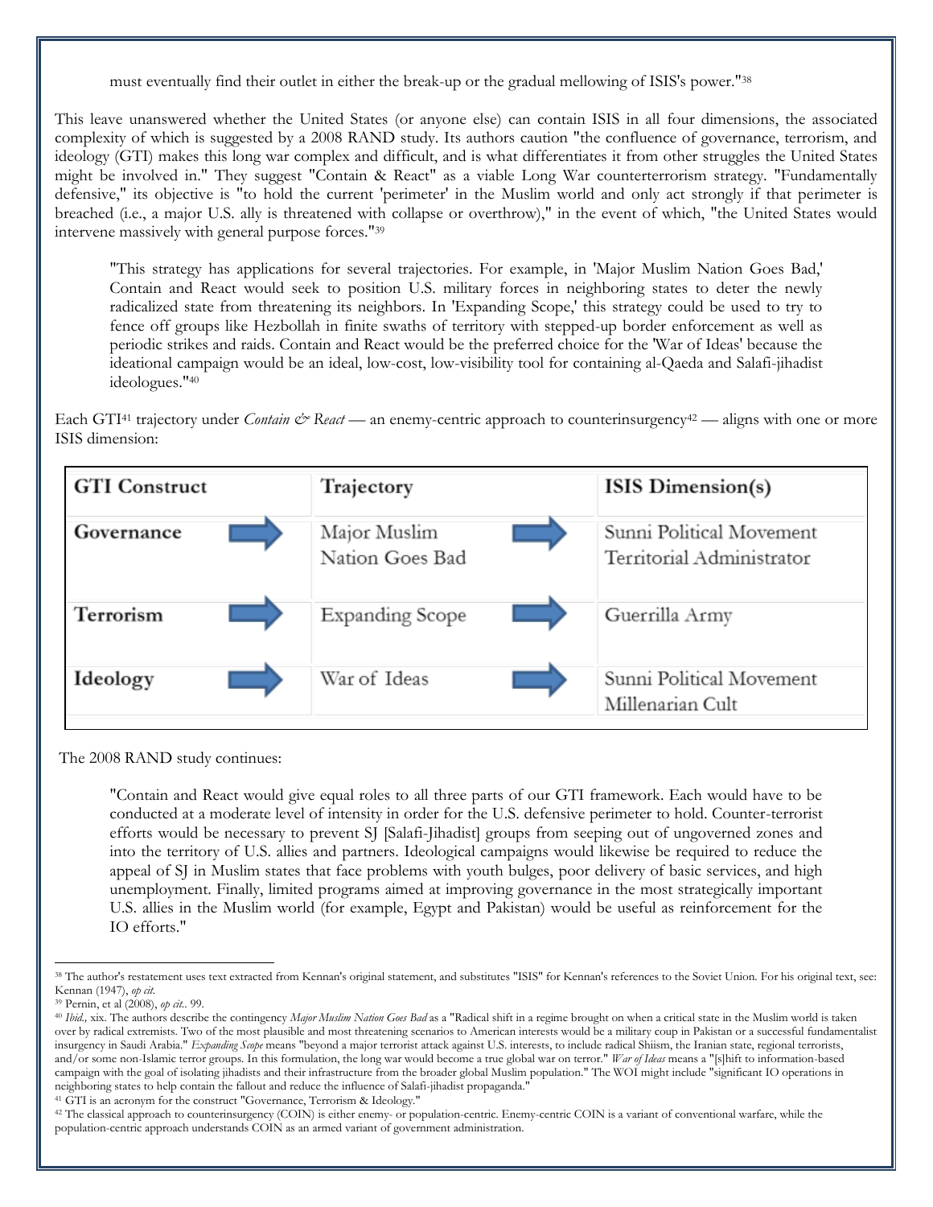must eventually find their outlet in either the break-up or the gradual mellowing of ISIS's power."[38]

This leave unanswered whether the United States (or anyone else) can contain ISIS in all four dimensions, the associated complexity of which is suggested by a 2008 RAND study. Its authors caution "the confluence of governance, terrorism, and ideology (GTI) makes this long war complex and difficult, and is what differentiates it from other struggles the United States might be involved in." They suggest "Contain & React" as a viable Long War counterterrorism strategy. "Fundamentally defensive," its objective is "to hold the current 'perimeter' in the Muslim world and only act strongly if that perimeter is breached (i.e., a major U.S. ally is threatened with collapse or overthrow)," in the event of which, "the United States would intervene massively with general purpose forces."[39]

> "This strategy has applications for several trajectories. For example, in 'Major Muslim Nation Goes Bad,' Contain and React would seek to position U.S. military forces in neighboring states to deter the newly radicalized state from threatening its neighbors. In 'Expanding Scope,' this strategy could be used to try to fence off groups like Hezbollah in finite swaths of territory with stepped-up border enforcement as well as periodic strikes and raids. Contain and React would be the preferred choice for the 'War of Ideas' because the ideational campaign would be an ideal, low-cost, low-visibility tool for containing al-Qaeda and Salafi-jihadist ideologues."[40]

Each GTI[41] trajectory under *Contain & React* — an enemy-centric approach to counterinsurgency[42] — aligns with one or more ISIS dimension:

| GTI Construct | Trajectory | ISIS Dimension(s) |
|---|---|---|
| **Governance** → | Major Muslim Nation Goes Bad → | Sunni Political Movement<br>Territorial Administrator |
| **Terrorism** → | Expanding Scope → | Guerrilla Army |
| **Ideology** → | War of Ideas → | Sunni Political Movement<br>Millenarian Cult |

The 2008 RAND study continues:

> "Contain and React would give equal roles to all three parts of our GTI framework. Each would have to be conducted at a moderate level of intensity in order for the U.S. defensive perimeter to hold. Counter-terrorist efforts would be necessary to prevent SJ [Salafi-Jihadist] groups from seeping out of ungoverned zones and into the territory of U.S. allies and partners. Ideological campaigns would likewise be required to reduce the appeal of SJ in Muslim states that face problems with youth bulges, poor delivery of basic services, and high unemployment. Finally, limited programs aimed at improving governance in the most strategically important U.S. allies in the Muslim world (for example, Egypt and Pakistan) would be useful as reinforcement for the IO efforts."

---

[38] The author's restatement uses text extracted from Kennan's original statement, and substitutes "ISIS" for Kennan's references to the Soviet Union. For his original text, see: Kennan (1947), *op cit.*

[39] Pernin, et al (2008), *op cit.*. 99.

[40] *Ibid.,* xix. The authors describe the contingency *Major Muslim Nation Goes Bad* as a "Radical shift in a regime brought on when a critical state in the Muslim world is taken over by radical extremists. Two of the most plausible and most threatening scenarios to American interests would be a military coup in Pakistan or a successful fundamentalist insurgency in Saudi Arabia." *Expanding Scope* means "beyond a major terrorist attack against U.S. interests, to include radical Shiism, the Iranian state, regional terrorists, and/or some non-Islamic terror groups. In this formulation, the long war would become a true global war on terror." *War of Ideas* means a "[s]hift to information-based campaign with the goal of isolating jihadists and their infrastructure from the broader global Muslim population." The WOI might include "significant IO operations in neighboring states to help contain the fallout and reduce the influence of Salafi-jihadist propaganda."

[41] GTI is an acronym for the construct "Governance, Terrorism & Ideology."

[42] The classical approach to counterinsurgency (COIN) is either enemy- or population-centric. Enemy-centric COIN is a variant of conventional warfare, while the population-centric approach understands COIN as an armed variant of government administration.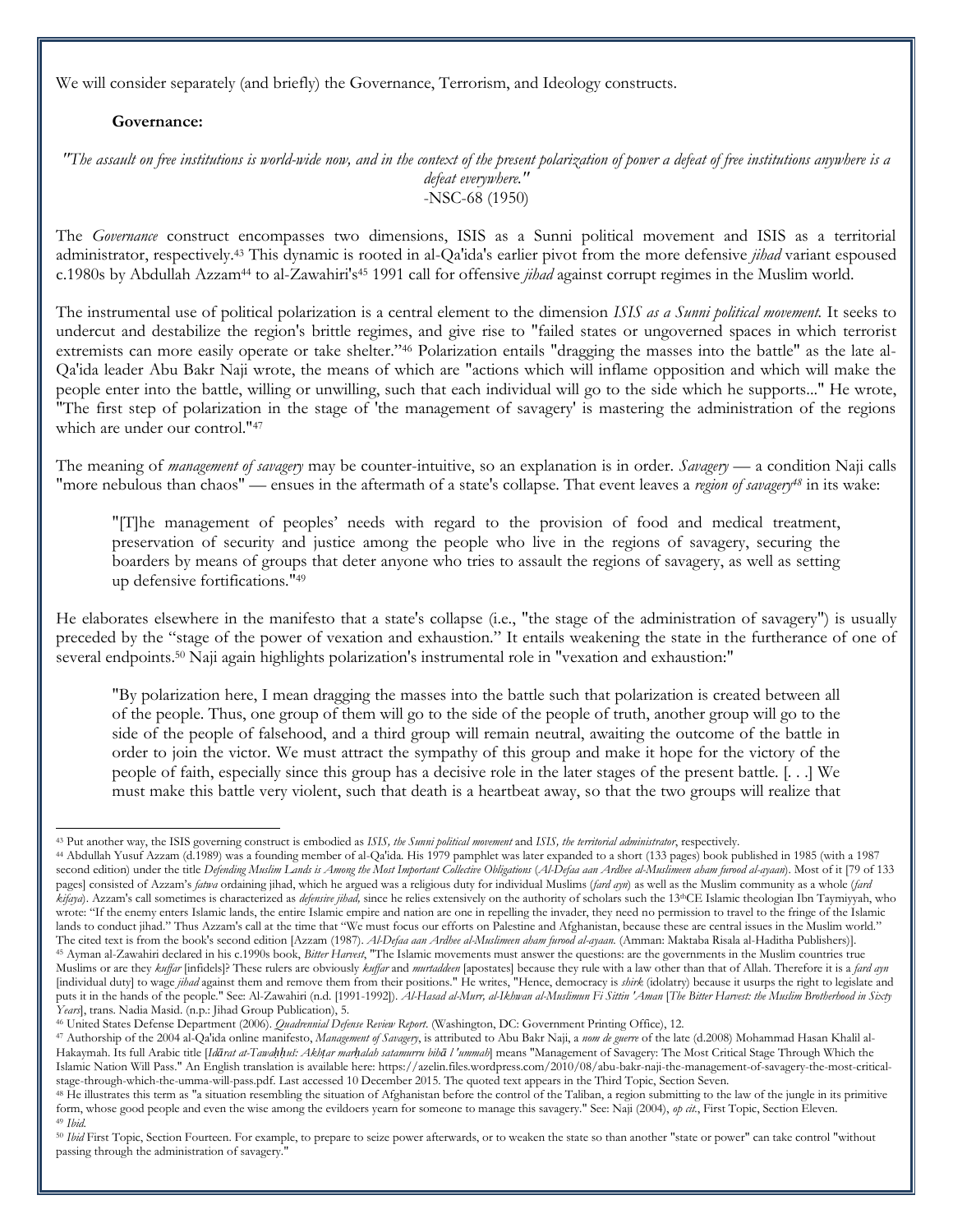We will consider separately (and briefly) the Governance, Terrorism, and Ideology constructs.

**Governance:**

*"The assault on free institutions is world-wide now, and in the context of the present polarization of power a defeat of free institutions anywhere is a defeat everywhere."*
-NSC-68 (1950)

The *Governance* construct encompasses two dimensions, ISIS as a Sunni political movement and ISIS as a territorial administrator, respectively.[43] This dynamic is rooted in al-Qa'ida's earlier pivot from the more defensive *jihad* variant espoused c.1980s by Abdullah Azzam[44] to al-Zawahiri's[45] 1991 call for offensive *jihad* against corrupt regimes in the Muslim world.

The instrumental use of political polarization is a central element to the dimension *ISIS as a Sunni political movement.* It seeks to undercut and destabilize the region's brittle regimes, and give rise to "failed states or ungoverned spaces in which terrorist extremists can more easily operate or take shelter."[46] Polarization entails "dragging the masses into the battle" as the late al-Qa'ida leader Abu Bakr Naji wrote, the means of which are "actions which will inflame opposition and which will make the people enter into the battle, willing or unwilling, such that each individual will go to the side which he supports..." He wrote, "The first step of polarization in the stage of 'the management of savagery' is mastering the administration of the regions which are under our control."[47]

The meaning of *management of savagery* may be counter-intuitive, so an explanation is in order. *Savagery* — a condition Naji calls "more nebulous than chaos" — ensues in the aftermath of a state's collapse. That event leaves a *region of savagery*[48] in its wake:

> "[T]he management of peoples' needs with regard to the provision of food and medical treatment, preservation of security and justice among the people who live in the regions of savagery, securing the boarders by means of groups that deter anyone who tries to assault the regions of savagery, as well as setting up defensive fortifications."[49]

He elaborates elsewhere in the manifesto that a state's collapse (i.e., "the stage of the administration of savagery") is usually preceded by the "stage of the power of vexation and exhaustion." It entails weakening the state in the furtherance of one of several endpoints.[50] Naji again highlights polarization's instrumental role in "vexation and exhaustion:"

> "By polarization here, I mean dragging the masses into the battle such that polarization is created between all of the people. Thus, one group of them will go to the side of the people of truth, another group will go to the side of the people of falsehood, and a third group will remain neutral, awaiting the outcome of the battle in order to join the victor. We must attract the sympathy of this group and make it hope for the victory of the people of faith, especially since this group has a decisive role in the later stages of the present battle. [. . .] We must make this battle very violent, such that death is a heartbeat away, so that the two groups will realize that

---

[43] Put another way, the ISIS governing construct is embodied as *ISIS, the Sunni political movement* and *ISIS, the territorial administrator*, respectively.

[44] Abdullah Yusuf Azzam (d.1989) was a founding member of al-Qa'ida. His 1979 pamphlet was later expanded to a short (133 pages) book published in 1985 (with a 1987 second edition) under the title *Defending Muslim Lands is Among the Most Important Collective Obligations* (*Al-Defaa aan Ardhee al-Muslimeen aham furood al-ayaan*). Most of it [79 of 133 pages] consisted of Azzam's *fatwa* ordaining jihad, which he argued was a religious duty for individual Muslims (*fard ayn*) as well as the Muslim community as a whole (*fard kifaya*). Azzam's call sometimes is characterized as *defensive jihad,* since he relies extensively on the authority of scholars such the 13thCE Islamic theologian Ibn Taymiyyah, who wrote: "If the enemy enters Islamic lands, the entire Islamic empire and nation are one in repelling the invader, they need no permission to travel to the fringe of the Islamic lands to conduct jihad." Thus Azzam's call at the time that "We must focus our efforts on Palestine and Afghanistan, because these are central issues in the Muslim world." The cited text is from the book's second edition [Azzam (1987). *Al-Defaa aan Ardhee al-Muslimeen aham furood al-ayaan.* (Amman: Maktaba Risala al-Haditha Publishers)].

[45] Ayman al-Zawahiri declared in his c.1990s book, *Bitter Harvest*, "The Islamic movements must answer the questions: are the governments in the Muslim countries true Muslims or are they *kuffar* [infidels]? These rulers are obviously *kuffar* and *murtaddeen* [apostates] because they rule with a law other than that of Allah. Therefore it is a *fard ayn* [individual duty] to wage *jihad* against them and remove them from their positions." He writes, "Hence, democracy is *shirk* (idolatry) because it usurps the right to legislate and puts it in the hands of the people." See: Al-Zawahiri (n.d. [1991-1992]). *Al-Hasad al-Murr, al-Ikhwan al-Muslimun Fi Sittin 'Aman* [*The Bitter Harvest: the Muslim Brotherhood in Sixty Years*], trans. Nadia Masid. (n.p.: Jihad Group Publication), 5.

[46] United States Defense Department (2006). *Quadrennial Defense Review Report*. (Washington, DC: Government Printing Office), 12.

[47] Authorship of the 2004 al-Qa'ida online manifesto, *Management of Savagery*, is attributed to Abu Bakr Naji, a *nom de guerre* of the late (d.2008) Mohammad Hasan Khalil al-Hakaymah. Its full Arabic title [*Idārat at-Tawaḥḥuš: Akhṭar marḥalah satamurru bihā l-'ummah*] means "Management of Savagery: The Most Critical Stage Through Which the Islamic Nation Will Pass." An English translation is available here: https://azelin.files.wordpress.com/2010/08/abu-bakr-naji-the-management-of-savagery-the-most-critical-stage-through-which-the-umma-will-pass.pdf. Last accessed 10 December 2015. The quoted text appears in the Third Topic, Section Seven.

[48] He illustrates this term as "a situation resembling the situation of Afghanistan before the control of the Taliban, a region submitting to the law of the jungle in its primitive form, whose good people and even the wise among the evildoers yearn for someone to manage this savagery." See: Naji (2004), *op cit.*, First Topic, Section Eleven.

[49] *Ibid.*

[50] *Ibid* First Topic, Section Fourteen. For example, to prepare to seize power afterwards, or to weaken the state so than another "state or power" can take control "without passing through the administration of savagery."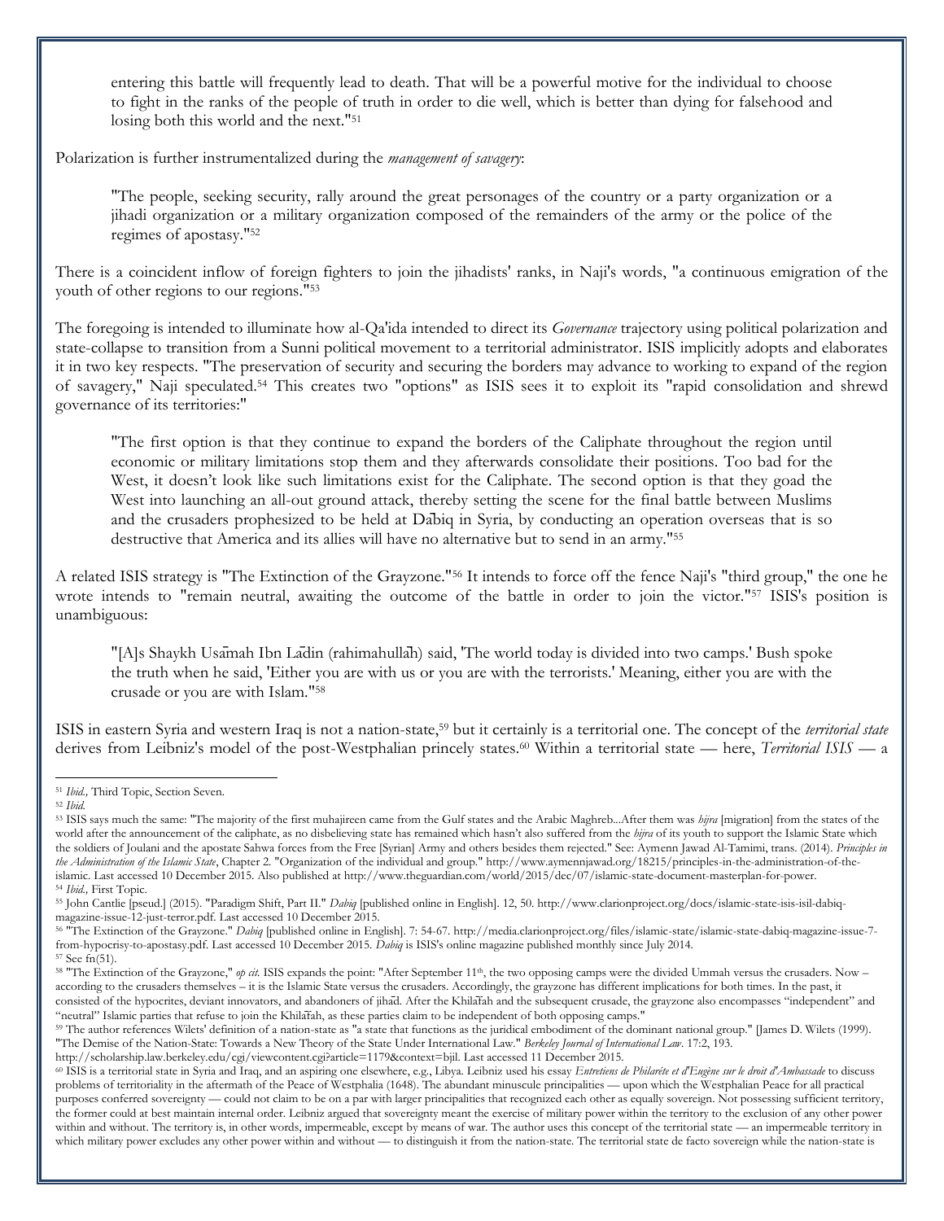> entering this battle will frequently lead to death. That will be a powerful motive for the individual to choose to fight in the ranks of the people of truth in order to die well, which is better than dying for falsehood and losing both this world and the next."[51]

Polarization is further instrumentalized during the *management of savagery*:

> "The people, seeking security, rally around the great personages of the country or a party organization or a jihadi organization or a military organization composed of the remainders of the army or the police of the regimes of apostasy."[52]

There is a coincident inflow of foreign fighters to join the jihadists' ranks, in Naji's words, "a continuous emigration of the youth of other regions to our regions."[53]

The foregoing is intended to illuminate how al-Qa'ida intended to direct its *Governance* trajectory using political polarization and state-collapse to transition from a Sunni political movement to a territorial administrator. ISIS implicitly adopts and elaborates it in two key respects. "The preservation of security and securing the borders may advance to working to expand of the region of savagery," Naji speculated.[54] This creates two "options" as ISIS sees it to exploit its "rapid consolidation and shrewd governance of its territories:"

> "The first option is that they continue to expand the borders of the Caliphate throughout the region until economic or military limitations stop them and they afterwards consolidate their positions. Too bad for the West, it doesn't look like such limitations exist for the Caliphate. The second option is that they goad the West into launching an all-out ground attack, thereby setting the scene for the final battle between Muslims and the crusaders prophesized to be held at Dābiq in Syria, by conducting an operation overseas that is so destructive that America and its allies will have no alternative but to send in an army."[55]

A related ISIS strategy is "The Extinction of the Grayzone."[56] It intends to force off the fence Naji's "third group," the one he wrote intends to "remain neutral, awaiting the outcome of the battle in order to join the victor."[57] ISIS's position is unambiguous:

> "[A]s Shaykh Usāmah Ibn Lādin (rahimahullāh) said, 'The world today is divided into two camps.' Bush spoke the truth when he said, 'Either you are with us or you are with the terrorists.' Meaning, either you are with the crusade or you are with Islam."[58]

ISIS in eastern Syria and western Iraq is not a nation-state,[59] but it certainly is a territorial one. The concept of the *territorial state* derives from Leibniz's model of the post-Westphalian princely states.[60] Within a territorial state — here, *Territorial ISIS* — a

---

[51] *Ibid.,* Third Topic, Section Seven.

[52] *Ibid.*

[53] ISIS says much the same: "The majority of the first muhajireen came from the Gulf states and the Arabic Maghreb...After them was *hijra* [migration] from the states of the world after the announcement of the caliphate, as no disbelieving state has remained which hasn't also suffered from the *hijra* of its youth to support the Islamic State which the soldiers of Joulani and the apostate Sahwa forces from the Free [Syrian] Army and others besides them rejected." See: Aymenn Jawad Al-Tamimi, trans. (2014). *Principles in the Administration of the Islamic State*, Chapter 2. "Organization of the individual and group." http://www.aymennjawad.org/18215/principles-in-the-administration-of-the-islamic. Last accessed 10 December 2015. Also published at http://www.theguardian.com/world/2015/dec/07/islamic-state-document-masterplan-for-power.

[54] *Ibid.,* First Topic.

[55] John Cantlie [pseud.] (2015). "Paradigm Shift, Part II." *Dabiq* [published online in English]. 12, 50. http://www.clarionproject.org/docs/islamic-state-isis-isil-dabiq-magazine-issue-12-just-terror.pdf. Last accessed 10 December 2015.

[56] "The Extinction of the Grayzone." *Dabiq* [published online in English]. 7: 54-67. http://media.clarionproject.org/files/islamic-state/islamic-state-dabiq-magazine-issue-7-from-hypocrisy-to-apostasy.pdf. Last accessed 10 December 2015. *Dabiq* is ISIS's online magazine published monthly since July 2014.

[57] See fn(51).

[58] "The Extinction of the Grayzone," *op cit.* ISIS expands the point: "After September 11th, the two opposing camps were the divided Ummah versus the crusaders. Now – according to the crusaders themselves – it is the Islamic State versus the crusaders. Accordingly, the grayzone has different implications for both times. In the past, it consisted of the hypocrites, deviant innovators, and abandoners of jihād. After the Khilāfah and the subsequent crusade, the grayzone also encompasses "independent" and "neutral" Islamic parties that refuse to join the Khilāfah, as these parties claim to be independent of both opposing camps."

[59] The author references Wilets' definition of a nation-state as "a state that functions as the juridical embodiment of the dominant national group." [James D. Wilets (1999). "The Demise of the Nation-State: Towards a New Theory of the State Under International Law." *Berkeley Journal of International Law*. 17:2, 193. http://scholarship.law.berkeley.edu/cgi/viewcontent.cgi?article=1179&context=bjil. Last accessed 11 December 2015.

[60] ISIS is a territorial state in Syria and Iraq, and an aspiring one elsewhere, e.g., Libya. Leibniz used his essay *Entretiens de Philarète et d'Eugène sur le droit d'Ambassade* to discuss problems of territoriality in the aftermath of the Peace of Westphalia (1648). The abundant minuscule principalities — upon which the Westphalian Peace for all practical purposes conferred sovereignty — could not claim to be on a par with larger principalities that recognized each other as equally sovereign. Not possessing sufficient territory, the former could at best maintain internal order. Leibniz argued that sovereignty meant the exercise of military power within the territory to the exclusion of any other power within and without. The territory is, in other words, impermeable, except by means of war. The author uses this concept of the territorial state — an impermeable territory in which military power excludes any other power within and without — to distinguish it from the nation-state. The territorial state de facto sovereign while the nation-state is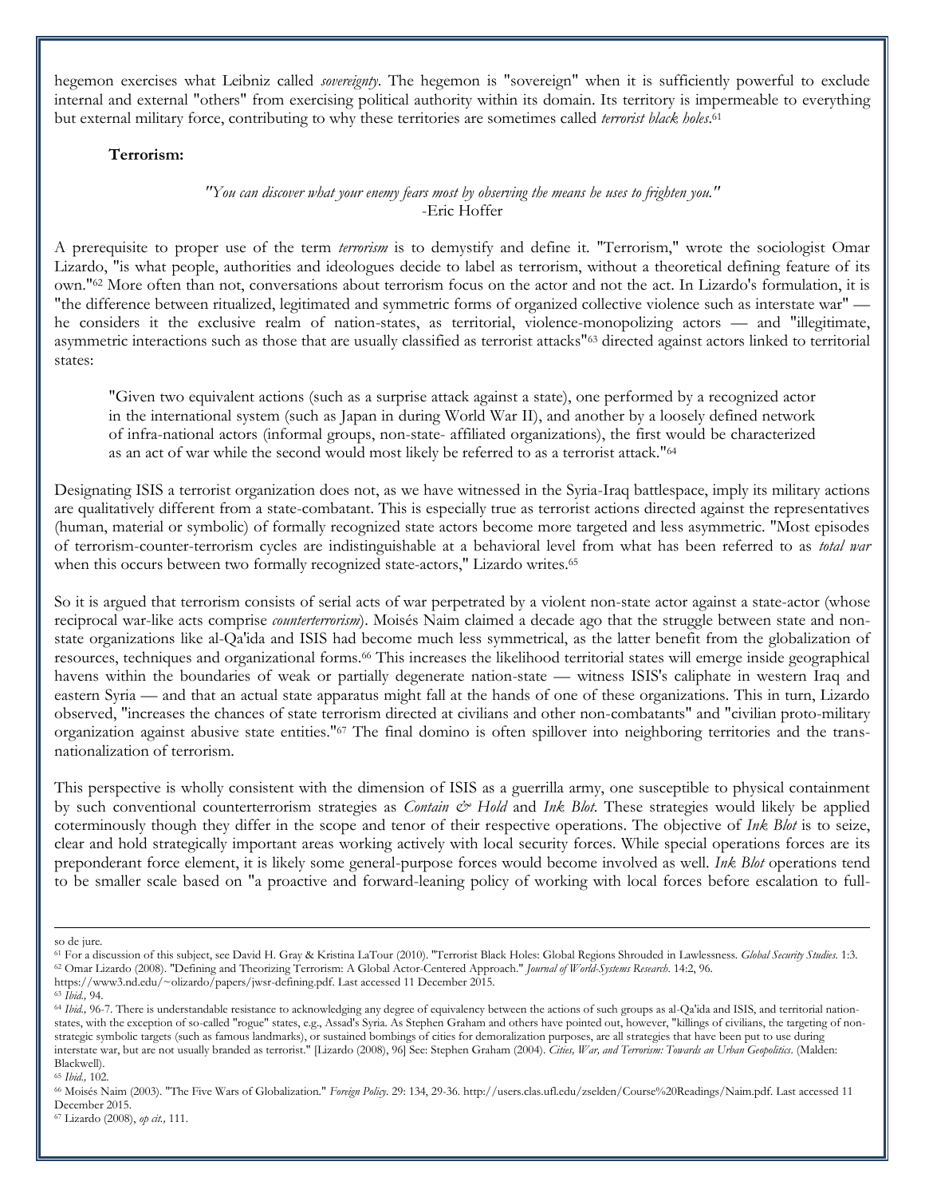hegemon exercises what Leibniz called *sovereignty*. The hegemon is "sovereign" when it is sufficiently powerful to exclude internal and external "others" from exercising political authority within its domain. Its territory is impermeable to everything but external military force, contributing to why these territories are sometimes called *terrorist black holes*.[61]

**Terrorism:**

*"You can discover what your enemy fears most by observing the means he uses to frighten you."*
-Eric Hoffer

A prerequisite to proper use of the term *terrorism* is to demystify and define it. "Terrorism," wrote the sociologist Omar Lizardo, "is what people, authorities and ideologues decide to label as terrorism, without a theoretical defining feature of its own."[62] More often than not, conversations about terrorism focus on the actor and not the act. In Lizardo's formulation, it is "the difference between ritualized, legitimated and symmetric forms of organized collective violence such as interstate war" — he considers it the exclusive realm of nation-states, as territorial, violence-monopolizing actors — and "illegitimate, asymmetric interactions such as those that are usually classified as terrorist attacks"[63] directed against actors linked to territorial states:

> "Given two equivalent actions (such as a surprise attack against a state), one performed by a recognized actor in the international system (such as Japan in during World War II), and another by a loosely defined network of infra-national actors (informal groups, non-state- affiliated organizations), the first would be characterized as an act of war while the second would most likely be referred to as a terrorist attack."[64]

Designating ISIS a terrorist organization does not, as we have witnessed in the Syria-Iraq battlespace, imply its military actions are qualitatively different from a state-combatant. This is especially true as terrorist actions directed against the representatives (human, material or symbolic) of formally recognized state actors become more targeted and less asymmetric. "Most episodes of terrorism-counter-terrorism cycles are indistinguishable at a behavioral level from what has been referred to as *total war* when this occurs between two formally recognized state-actors," Lizardo writes.[65]

So it is argued that terrorism consists of serial acts of war perpetrated by a violent non-state actor against a state-actor (whose reciprocal war-like acts comprise *counterterrorism*). Moisés Naim claimed a decade ago that the struggle between state and non-state organizations like al-Qa'ida and ISIS had become much less symmetrical, as the latter benefit from the globalization of resources, techniques and organizational forms.[66] This increases the likelihood territorial states will emerge inside geographical havens within the boundaries of weak or partially degenerate nation-state — witness ISIS's caliphate in western Iraq and eastern Syria — and that an actual state apparatus might fall at the hands of one of these organizations. This in turn, Lizardo observed, "increases the chances of state terrorism directed at civilians and other non-combatants" and "civilian proto-military organization against abusive state entities."[67] The final domino is often spillover into neighboring territories and the trans-nationalization of terrorism.

This perspective is wholly consistent with the dimension of ISIS as a guerrilla army, one susceptible to physical containment by such conventional counterterrorism strategies as *Contain & Hold* and *Ink Blot*. These strategies would likely be applied coterminously though they differ in the scope and tenor of their respective operations. The objective of *Ink Blot* is to seize, clear and hold strategically important areas working actively with local security forces. While special operations forces are its preponderant force element, it is likely some general-purpose forces would become involved as well. *Ink Blot* operations tend to be smaller scale based on "a proactive and forward-leaning policy of working with local forces before escalation to full-

---

so de jure.

[61] For a discussion of this subject, see David H. Gray & Kristina LaTour (2010). "Terrorist Black Holes: Global Regions Shrouded in Lawlessness. *Global Security Studies*. 1:3.

[62] Omar Lizardo (2008). "Defining and Theorizing Terrorism: A Global Actor-Centered Approach." *Journal of World-Systems Research*. 14:2, 96. https://www3.nd.edu/~olizardo/papers/jwsr-defining.pdf. Last accessed 11 December 2015.

[63] *Ibid.,* 94.

[64] *Ibid.,* 96-7. There is understandable resistance to acknowledging any degree of equivalency between the actions of such groups as al-Qa'ida and ISIS, and territorial nation-states, with the exception of so-called "rogue" states, e.g., Assad's Syria. As Stephen Graham and others have pointed out, however, "killings of civilians, the targeting of non-strategic symbolic targets (such as famous landmarks), or sustained bombings of cities for demoralization purposes, are all strategies that have been put to use during interstate war, but are not usually branded as terrorist." [Lizardo (2008), 96] See: Stephen Graham (2004). *Cities, War, and Terrorism: Towards an Urban Geopolitics*. (Malden: Blackwell).

[65] *Ibid.,* 102.

[66] Moisés Naim (2003). "The Five Wars of Globalization." *Foreign Policy*. 29: 134, 29-36. http://users.clas.ufl.edu/zselden/Course%20Readings/Naim.pdf. Last accessed 11 December 2015.

[67] Lizardo (2008), *op cit.,* 111.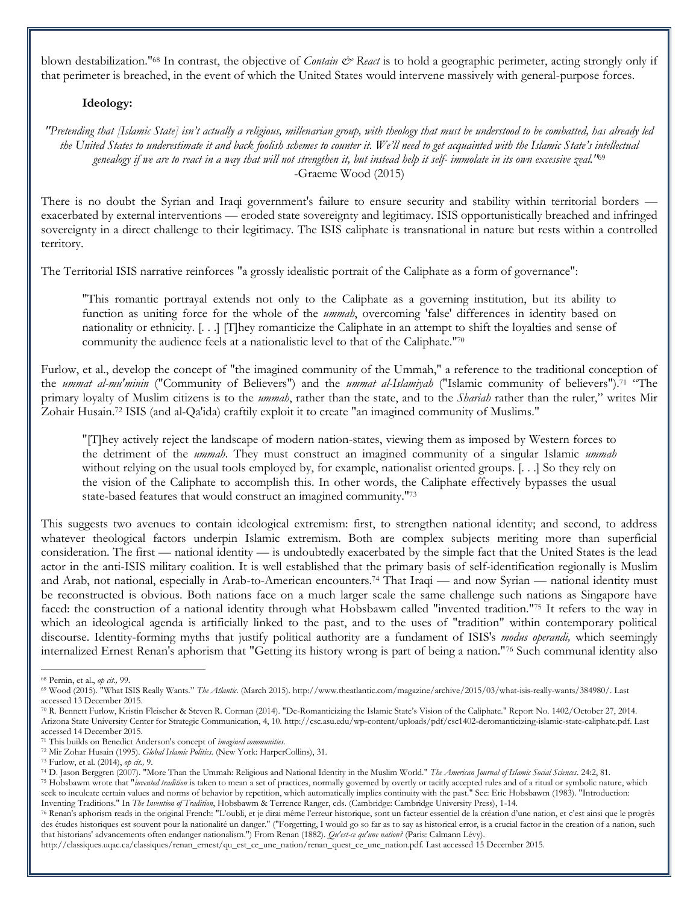blown destabilization."[68] In contrast, the objective of *Contain & React* is to hold a geographic perimeter, acting strongly only if that perimeter is breached, in the event of which the United States would intervene massively with general-purpose forces.

**Ideology:**

*"Pretending that [Islamic State] isn't actually a religious, millenarian group, with theology that must be understood to be combatted, has already led the United States to underestimate it and back foolish schemes to counter it. We'll need to get acquainted with the Islamic State's intellectual genealogy if we are to react in a way that will not strengthen it, but instead help it self- immolate in its own excessive zeal."*[69]
-Graeme Wood (2015)

There is no doubt the Syrian and Iraqi government's failure to ensure security and stability within territorial borders — exacerbated by external interventions — eroded state sovereignty and legitimacy. ISIS opportunistically breached and infringed sovereignty in a direct challenge to their legitimacy. The ISIS caliphate is transnational in nature but rests within a controlled territory.

The Territorial ISIS narrative reinforces "a grossly idealistic portrait of the Caliphate as a form of governance":

> "This romantic portrayal extends not only to the Caliphate as a governing institution, but its ability to function as uniting force for the whole of the *ummah*, overcoming 'false' differences in identity based on nationality or ethnicity. [. . .] [T]hey romanticize the Caliphate in an attempt to shift the loyalties and sense of community the audience feels at a nationalistic level to that of the Caliphate."[70]

Furlow, et al., develop the concept of "the imagined community of the Ummah," a reference to the traditional conception of the *ummat al-mu'minin* ("Community of Believers") and the *ummat al-Islamiyah* ("Islamic community of believers").[71] "The primary loyalty of Muslim citizens is to the *ummah*, rather than the state, and to the *Shariah* rather than the ruler," writes Mir Zohair Husain.[72] ISIS (and al-Qa'ida) craftily exploit it to create "an imagined community of Muslims."

> "[T]hey actively reject the landscape of modern nation-states, viewing them as imposed by Western forces to the detriment of the *ummah*. They must construct an imagined community of a singular Islamic *ummah* without relying on the usual tools employed by, for example, nationalist oriented groups. [. . .] So they rely on the vision of the Caliphate to accomplish this. In other words, the Caliphate effectively bypasses the usual state-based features that would construct an imagined community."[73]

This suggests two avenues to contain ideological extremism: first, to strengthen national identity; and second, to address whatever theological factors underpin Islamic extremism. Both are complex subjects meriting more than superficial consideration. The first — national identity — is undoubtedly exacerbated by the simple fact that the United States is the lead actor in the anti-ISIS military coalition. It is well established that the primary basis of self-identification regionally is Muslim and Arab, not national, especially in Arab-to-American encounters.[74] That Iraqi — and now Syrian — national identity must be reconstructed is obvious. Both nations face on a much larger scale the same challenge such nations as Singapore have faced: the construction of a national identity through what Hobsbawm called "invented tradition."[75] It refers to the way in which an ideological agenda is artificially linked to the past, and to the uses of "tradition" within contemporary political discourse. Identity-forming myths that justify political authority are a fundament of ISIS's *modus operandi,* which seemingly internalized Ernest Renan's aphorism that "Getting its history wrong is part of being a nation."[76] Such communal identity also

---

[68] Pernin, et al., *op cit.,* 99.

[69] Wood (2015). "What ISIS Really Wants." *The Atlantic*. (March 2015). http://www.theatlantic.com/magazine/archive/2015/03/what-isis-really-wants/384980/. Last accessed 13 December 2015.

[70] R. Bennett Furlow, Kristin Fleischer & Steven R. Corman (2014). "De-Romanticizing the Islamic State's Vision of the Caliphate." Report No. 1402/October 27, 2014. Arizona State University Center for Strategic Communication, 4, 10. http://csc.asu.edu/wp-content/uploads/pdf/csc1402-deromanticizing-islamic-state-caliphate.pdf. Last accessed 14 December 2015.

[71] This builds on Benedict Anderson's concept of *imagined communities*.

[72] Mir Zohar Husain (1995). *Global Islamic Politics*. (New York: HarperCollins), 31.

[73] Furlow, et al. (2014), *op cit.,* 9.

[74] D. Jason Berggren (2007). "More Than the Ummah: Religious and National Identity in the Muslim World." *The American Journal of Islamic Social Sciences*. 24:2, 81.

[75] Hobsbawm wrote that "*invented tradition* is taken to mean a set of practices, normally governed by overtly or tacitly accepted rules and of a ritual or symbolic nature, which seek to inculcate certain values and norms of behavior by repetition, which automatically implies continuity with the past." See: Eric Hobsbawm (1983). "Introduction: Inventing Traditions." In *The Invention of Tradition*, Hobsbawm & Terrence Ranger, eds. (Cambridge: Cambridge University Press), 1-14.

[76] Renan's aphorism reads in the original French: "L'oubli, et je dirai même l'erreur historique, sont un facteur essentiel de la création d'une nation, et c'est ainsi que le progrès des études historiques est souvent pour la nationalité un danger." ("Forgetting, I would go so far as to say as historical error, is a crucial factor in the creation of a nation, such that historians' advancements often endanger nationalism.") From Renan (1882). *Qu'est-ce qu'une nation?* (Paris: Calmann Lévy). http://classiques.uqac.ca/classiques/renan_ernest/qu_est_ce_une_nation/renan_quest_ce_une_nation.pdf. Last accessed 15 December 2015.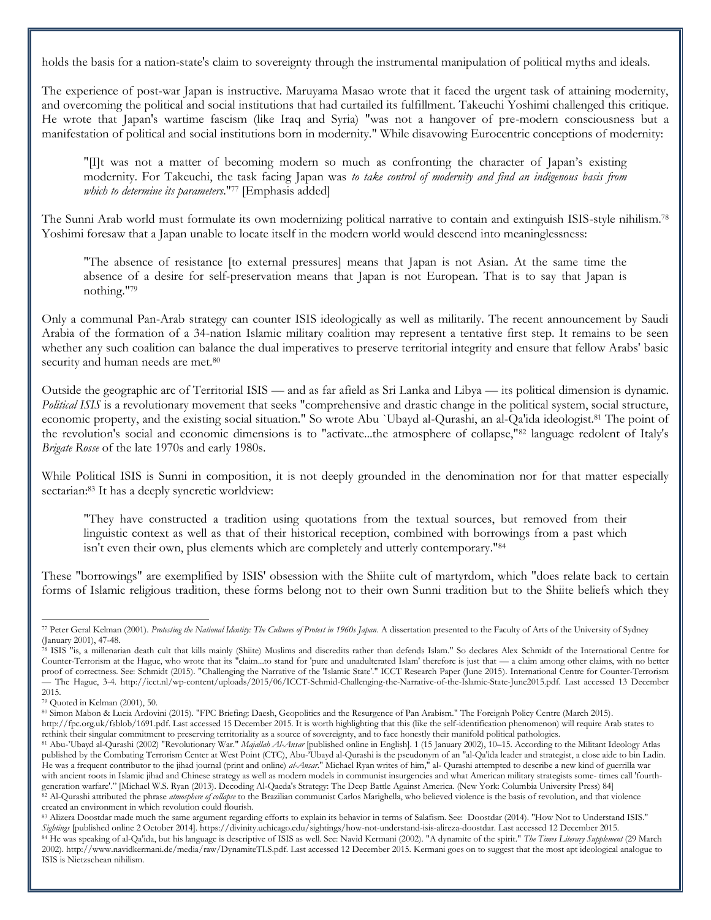holds the basis for a nation-state's claim to sovereignty through the instrumental manipulation of political myths and ideals.

The experience of post-war Japan is instructive. Maruyama Masao wrote that it faced the urgent task of attaining modernity, and overcoming the political and social institutions that had curtailed its fulfillment. Takeuchi Yoshimi challenged this critique. He wrote that Japan's wartime fascism (like Iraq and Syria) "was not a hangover of pre-modern consciousness but a manifestation of political and social institutions born in modernity." While disavowing Eurocentric conceptions of modernity:

> "[I]t was not a matter of becoming modern so much as confronting the character of Japan's existing modernity. For Takeuchi, the task facing Japan was *to take control of modernity and find an indigenous basis from which to determine its parameters*."[77] [Emphasis added]

The Sunni Arab world must formulate its own modernizing political narrative to contain and extinguish ISIS-style nihilism.[78] Yoshimi foresaw that a Japan unable to locate itself in the modern world would descend into meaninglessness:

> "The absence of resistance [to external pressures] means that Japan is not Asian. At the same time the absence of a desire for self-preservation means that Japan is not European. That is to say that Japan is nothing."[79]

Only a communal Pan-Arab strategy can counter ISIS ideologically as well as militarily. The recent announcement by Saudi Arabia of the formation of a 34-nation Islamic military coalition may represent a tentative first step. It remains to be seen whether any such coalition can balance the dual imperatives to preserve territorial integrity and ensure that fellow Arabs' basic security and human needs are met.[80]

Outside the geographic arc of Territorial ISIS — and as far afield as Sri Lanka and Libya — its political dimension is dynamic. *Political ISIS* is a revolutionary movement that seeks "comprehensive and drastic change in the political system, social structure, economic property, and the existing social situation." So wrote Abu `Ubayd al-Qurashi, an al-Qa'ida ideologist.[81] The point of the revolution's social and economic dimensions is to "activate...the atmosphere of collapse,"[82] language redolent of Italy's *Brigate Rosse* of the late 1970s and early 1980s.

While Political ISIS is Sunni in composition, it is not deeply grounded in the denomination nor for that matter especially sectarian:[83] It has a deeply syncretic worldview:

> "They have constructed a tradition using quotations from the textual sources, but removed from their linguistic context as well as that of their historical reception, combined with borrowings from a past which isn't even their own, plus elements which are completely and utterly contemporary."[84]

These "borrowings" are exemplified by ISIS' obsession with the Shiite cult of martyrdom, which "does relate back to certain forms of Islamic religious tradition, these forms belong not to their own Sunni tradition but to the Shiite beliefs which they

---

[77] Peter Geral Kelman (2001). *Protesting the National Identity: The Cultures of Protest in 1960s Japan*. A dissertation presented to the Faculty of Arts of the University of Sydney (January 2001), 47-48.

[78] ISIS "is, a millenarian death cult that kills mainly (Shiite) Muslims and discredits rather than defends Islam." So declares Alex Schmidt of the International Centre for Counter-Terrorism at the Hague, who wrote that its "claim...to stand for 'pure and unadulterated Islam' therefore is just that — a claim among other claims, with no better proof of correctness. See: Schmidt (2015). "Challenging the Narrative of the 'Islamic State'." ICCT Research Paper (June 2015). International Centre for Counter-Terrorism — The Hague, 3-4. http://icct.nl/wp-content/uploads/2015/06/ICCT-Schmid-Challenging-the-Narrative-of-the-Islamic-State-June2015.pdf. Last accessed 13 December 2015.

[79] Quoted in Kelman (2001), 50.

[80] Simon Mabon & Lucia Ardovini (2015). "FPC Briefing: Daesh, Geopolitics and the Resurgence of Pan Arabism." The Foreignh Policy Centre (March 2015). http://fpc.org.uk/fsblob/1691.pdf. Last accessed 15 December 2015. It is worth highlighting that this (like the self-identification phenomenon) will require Arab states to rethink their singular commitment to preserving territoriality as a source of sovereignty, and to face honestly their manifold political pathologies.

[81] Abu-'Ubayd al-Qurashi (2002) "Revolutionary War." *Majallah Al-Ansar* [published online in English]. 1 (15 January 2002), 10–15. According to the Militant Ideology Atlas published by the Combating Terrorism Center at West Point (CTC), Abu-'Ubayd al-Qurashi is the pseudonym of an "al-Qa'ida leader and strategist, a close aide to bin Ladin. He was a frequent contributor to the jihad journal (print and online) *al-Ansar*." Michael Ryan writes of him," al- Qurashi attempted to describe a new kind of guerrilla war with ancient roots in Islamic jihad and Chinese strategy as well as modern models in communist insurgencies and what American military strategists some- times call 'fourth-generation warfare'." [Michael W.S. Ryan (2013). Decoding Al-Qaeda's Strategy: The Deep Battle Against America. (New York: Columbia University Press) 84]

[82] Al-Qurashi attributed the phrase *atmosphere of collapse* to the Brazilian communist Carlos Marighella, who believed violence is the basis of revolution, and that violence created an environment in which revolution could flourish.

[83] Alizera Doostdar made much the same argument regarding efforts to explain its behavior in terms of Salafism. See: Doostdar (2014). "How Not to Understand ISIS." *Sightings* [published online 2 October 2014]. https://divinity.uchicago.edu/sightings/how-not-understand-isis-alireza-doostdar. Last accessed 12 December 2015.

[84] He was speaking of al-Qa'ida, but his language is descriptive of ISIS as well. See: Navid Kermani (2002). "A dynamite of the spirit." *The Times Literary Supplement* (29 March 2002). http://www.navidkermani.de/media/raw/DynamiteTLS.pdf. Last accessed 12 December 2015. Kermani goes on to suggest that the most apt ideological analogue to ISIS is Nietzschean nihilism.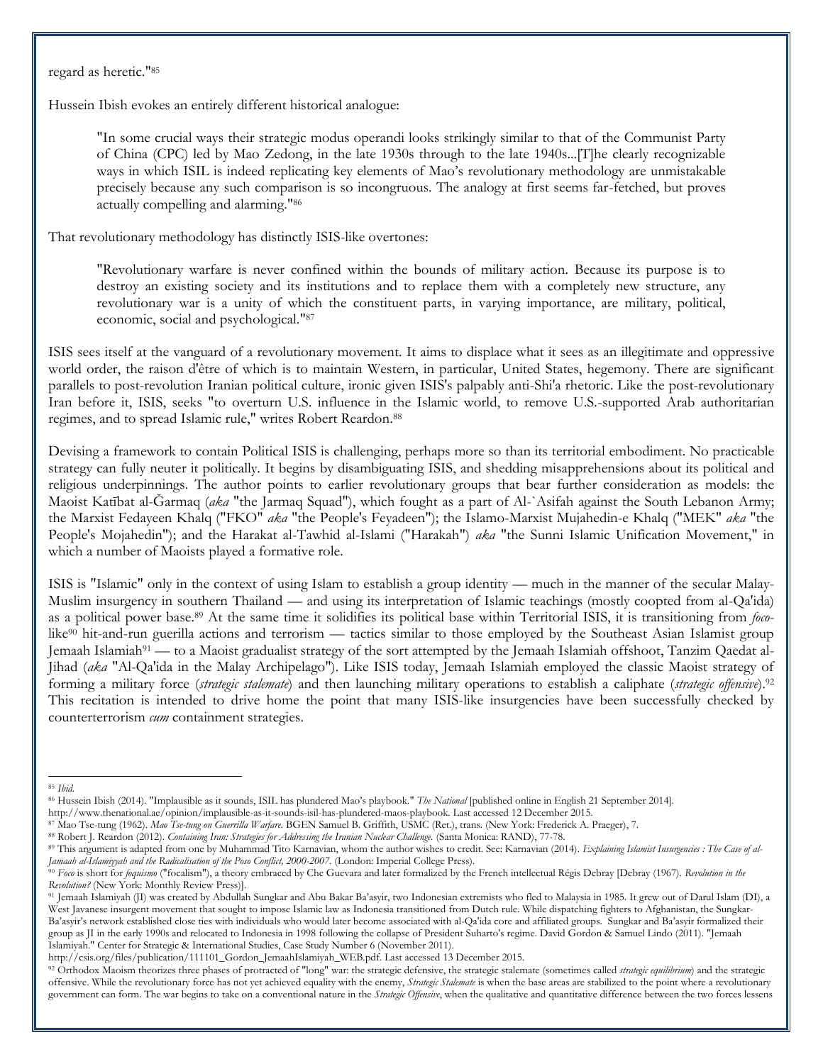regard as heretic."[85]

Hussein Ibish evokes an entirely different historical analogue:

> "In some crucial ways their strategic modus operandi looks strikingly similar to that of the Communist Party of China (CPC) led by Mao Zedong, in the late 1930s through to the late 1940s...[T]he clearly recognizable ways in which ISIL is indeed replicating key elements of Mao's revolutionary methodology are unmistakable precisely because any such comparison is so incongruous. The analogy at first seems far-fetched, but proves actually compelling and alarming."[86]

That revolutionary methodology has distinctly ISIS-like overtones:

> "Revolutionary warfare is never confined within the bounds of military action. Because its purpose is to destroy an existing society and its institutions and to replace them with a completely new structure, any revolutionary war is a unity of which the constituent parts, in varying importance, are military, political, economic, social and psychological."[87]

ISIS sees itself at the vanguard of a revolutionary movement. It aims to displace what it sees as an illegitimate and oppressive world order, the raison d'être of which is to maintain Western, in particular, United States, hegemony. There are significant parallels to post-revolution Iranian political culture, ironic given ISIS's palpably anti-Shi'a rhetoric. Like the post-revolutionary Iran before it, ISIS, seeks "to overturn U.S. influence in the Islamic world, to remove U.S.-supported Arab authoritarian regimes, and to spread Islamic rule," writes Robert Reardon.[88]

Devising a framework to contain Political ISIS is challenging, perhaps more so than its territorial embodiment. No practicable strategy can fully neuter it politically. It begins by disambiguating ISIS, and shedding misapprehensions about its political and religious underpinnings. The author points to earlier revolutionary groups that bear further consideration as models: the Maoist Katībat al-Ğarmaq (*aka* "the Jarmaq Squad"), which fought as a part of Al-`Asifah against the South Lebanon Army; the Marxist Fedayeen Khalq ("FKO" *aka* "the People's Feyadeen"); the Islamo-Marxist Mujahedin-e Khalq ("MEK" *aka* "the People's Mojahedin"); and the Harakat al-Tawhid al-Islami ("Harakah") *aka* "the Sunni Islamic Unification Movement," in which a number of Maoists played a formative role.

ISIS is "Islamic" only in the context of using Islam to establish a group identity — much in the manner of the secular Malay-Muslim insurgency in southern Thailand — and using its interpretation of Islamic teachings (mostly coopted from al-Qa'ida) as a political power base.[89] At the same time it solidifies its political base within Territorial ISIS, it is transitioning from *foco*-like[90] hit-and-run guerilla actions and terrorism — tactics similar to those employed by the Southeast Asian Islamist group Jemaah Islamiah[91] — to a Maoist gradualist strategy of the sort attempted by the Jemaah Islamiah offshoot, Tanzim Qaedat al-Jihad (*aka* "Al-Qa'ida in the Malay Archipelago"). Like ISIS today, Jemaah Islamiah employed the classic Maoist strategy of forming a military force (*strategic stalemate*) and then launching military operations to establish a caliphate (*strategic offensive*).[92] This recitation is intended to drive home the point that many ISIS-like insurgencies have been successfully checked by counterterrorism *cum* containment strategies.

---

[85] *Ibid.*

[86] Hussein Ibish (2014). "Implausible as it sounds, ISIL has plundered Mao's playbook." *The National* [published online in English 21 September 2014]. http://www.thenational.ae/opinion/implausible-as-it-sounds-isil-has-plundered-maos-playbook. Last accessed 12 December 2015.

[87] Mao Tse-tung (1962). *Mao Tse-tung on Guerrilla Warfare.* BGEN Samuel B. Griffith, USMC (Ret.), trans. (New York: Frederick A. Praeger), 7.

[88] Robert J. Reardon (2012). *Containing Iran: Strategies for Addressing the Iranian Nuclear Challenge.* (Santa Monica: RAND), 77-78.

[89] This argument is adapted from one by Muhammad Tito Karnavian, whom the author wishes to credit. See: Karnavian (2014). *Explaining Islamist Insurgencies : The Case of al-Jamaah al-Islamiyyah and the Radicalisation of the Poso Conflict, 2000-2007.* (London: Imperial College Press).

[90] *Foco* is short for *foquismo* ("focalism"), a theory embraced by Che Guevara and later formalized by the French intellectual Régis Debray [Debray (1967). *Revolution in the Revolution?* (New York: Monthly Review Press)].

[91] Jemaah Islamiyah (JI) was created by Abdullah Sungkar and Abu Bakar Ba'asyir, two Indonesian extremists who fled to Malaysia in 1985. It grew out of Darul Islam (DI), a West Javanese insurgent movement that sought to impose Islamic law as Indonesia transitioned from Dutch rule. While dispatching fighters to Afghanistan, the Sungkar-Ba'asyir's network established close ties with individuals who would later become associated with al-Qa'ida core and affiliated groups. Sungkar and Ba'asyir formalized their group as JI in the early 1990s and relocated to Indonesia in 1998 following the collapse of President Suharto's regime. David Gordon & Samuel Lindo (2011). "Jemaah Islamiyah." Center for Strategic & International Studies, Case Study Number 6 (November 2011). http://csis.org/files/publication/111101_Gordon_JemaahIslamiyah_WEB.pdf. Last accessed 13 December 2015.

[92] Orthodox Maoism theorizes three phases of protracted of "long" war: the strategic defensive, the strategic stalemate (sometimes called *strategic equilibrium*) and the strategic offensive. While the revolutionary force has not yet achieved equality with the enemy, *Strategic Stalemate* is when the base areas are stabilized to the point where a revolutionary government can form. The war begins to take on a conventional nature in the *Strategic Offensive*, when the qualitative and quantitative difference between the two forces lessens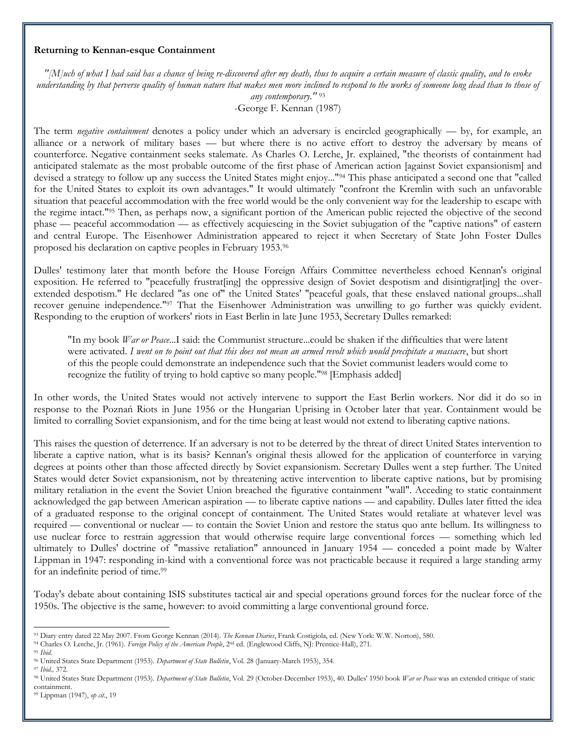**Returning to Kennan-esque Containment**

*"[M]uch of what I had said has a chance of being re-discovered after my death, thus to acquire a certain measure of classic quality, and to evoke understanding by that perverse quality of human nature that makes men more inclined to respond to the works of someone long dead than to those of any contemporary."* [93]

-George F. Kennan (1987)

The term *negative containment* denotes a policy under which an adversary is encircled geographically — by, for example, an alliance or a network of military bases — but where there is no active effort to destroy the adversary by means of counterforce. Negative containment seeks stalemate. As Charles O. Lerche, Jr. explained, "the theorists of containment had anticipated stalemate as the most probable outcome of the first phase of American action [against Soviet expansionism] and devised a strategy to follow up any success the United States might enjoy..."[94] This phase anticipated a second one that "called for the United States to exploit its own advantages." It would ultimately "confront the Kremlin with such an unfavorable situation that peaceful accommodation with the free world would be the only convenient way for the leadership to escape with the regime intact."[95] Then, as perhaps now, a significant portion of the American public rejected the objective of the second phase — peaceful accommodation — as effectively acquiescing in the Soviet subjugation of the "captive nations" of eastern and central Europe. The Eisenhower Administration appeared to reject it when Secretary of State John Foster Dulles proposed his declaration on captive peoples in February 1953.[96]

Dulles' testimony later that month before the House Foreign Affairs Committee nevertheless echoed Kennan's original exposition. He referred to "peacefully frustrat[ing] the oppressive design of Soviet despotism and disintigrat[ing] the over-extended despotism." He declared "as one of" the United States' "peaceful goals, that these enslaved national groups...shall recover genuine independence."[97] That the Eisenhower Administration was unwilling to go further was quickly evident. Responding to the eruption of workers' riots in East Berlin in late June 1953, Secretary Dulles remarked:

> "In my book *War or Peace*...I said: the Communist structure...could be shaken if the difficulties that were latent were activated. *I went on to point out that this does not mean an armed revolt which would precipitate a massacre*, but short of this the people could demonstrate an independence such that the Soviet communist leaders would come to recognize the futility of trying to hold captive so many people."[98] [Emphasis added]

In other words, the United States would not actively intervene to support the East Berlin workers. Nor did it do so in response to the Poznań Riots in June 1956 or the Hungarian Uprising in October later that year. Containment would be limited to corralling Soviet expansionism, and for the time being at least would not extend to liberating captive nations.

This raises the question of deterrence. If an adversary is not to be deterred by the threat of direct United States intervention to liberate a captive nation, what is its basis? Kennan's original thesis allowed for the application of counterforce in varying degrees at points other than those affected directly by Soviet expansionism. Secretary Dulles went a step further. The United States would deter Soviet expansionism, not by threatening active intervention to liberate captive nations, but by promising military retaliation in the event the Soviet Union breached the figurative containment "wall". Acceding to static containment acknowledged the gap between American aspiration — to liberate captive nations — and capability. Dulles later fitted the idea of a graduated response to the original concept of containment. The United States would retaliate at whatever level was required — conventional or nuclear — to contain the Soviet Union and restore the status quo ante bellum. Its willingness to use nuclear force to restrain aggression that would otherwise require large conventional forces — something which led ultimately to Dulles' doctrine of "massive retaliation" announced in January 1954 — conceded a point made by Walter Lippman in 1947: responding in-kind with a conventional force was not practicable because it required a large standing army for an indefinite period of time.[99]

Today's debate about containing ISIS substitutes tactical air and special operations ground forces for the nuclear force of the 1950s. The objective is the same, however: to avoid committing a large conventional ground force.

---

[93] Diary entry dated 22 May 2007. From George Kennan (2014). *The Kennan Diaries*, Frank Costigiola, ed. (New York: W.W. Norton), 580.

[94] Charles O. Lerche, Jr. (1961). *Foreign Policy of the American People*, 2nd ed. (Englewood Cliffs, NJ: Prentice-Hall), 271.

[95] *Ibid.*

[96] United States State Department (1953). *Department of State Bulletin*, Vol. 28 (January-March 1953), 354.

[97] *Ibid.,* 372.

[98] United States State Department (1953). *Department of State Bulletin*, Vol. 29 (October-December 1953), 40. Dulles' 1950 book *War or Peace* was an extended critique of static containment.

[99] Lippman (1947), *op cit*., 19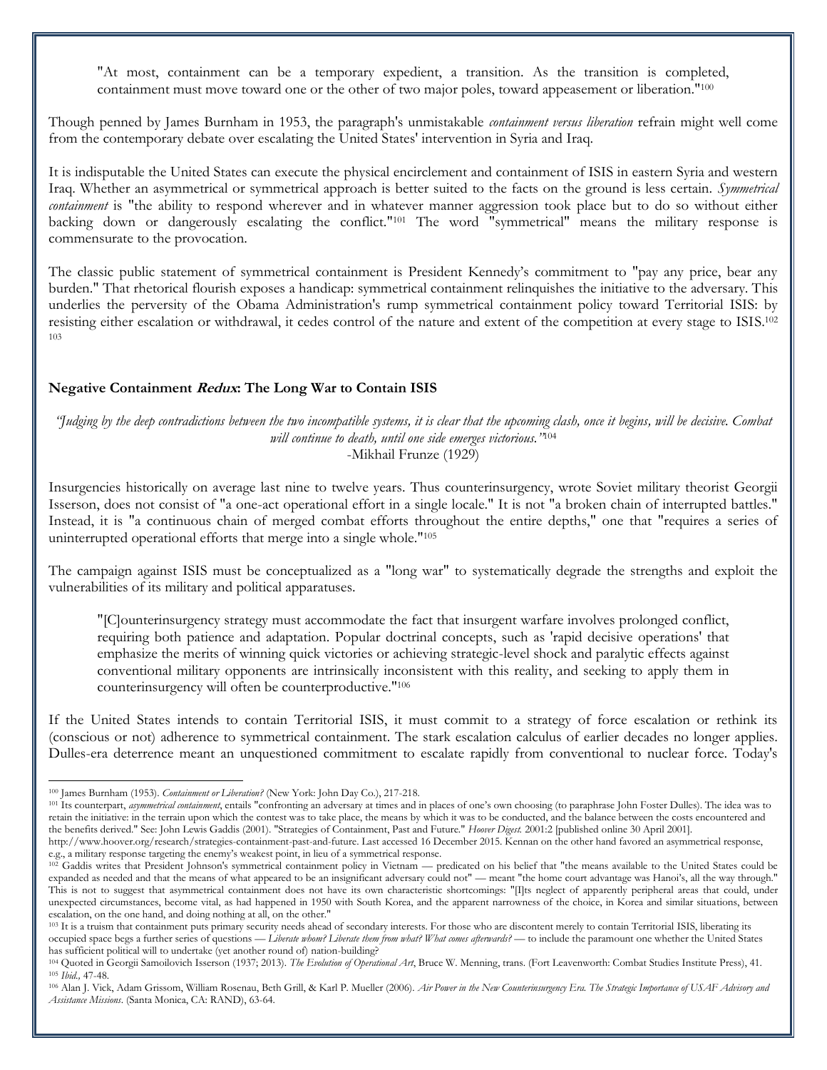> "At most, containment can be a temporary expedient, a transition. As the transition is completed, containment must move toward one or the other of two major poles, toward appeasement or liberation."[100]

Though penned by James Burnham in 1953, the paragraph's unmistakable *containment versus liberation* refrain might well come from the contemporary debate over escalating the United States' intervention in Syria and Iraq.

It is indisputable the United States can execute the physical encirclement and containment of ISIS in eastern Syria and western Iraq. Whether an asymmetrical or symmetrical approach is better suited to the facts on the ground is less certain. *Symmetrical containment* is "the ability to respond wherever and in whatever manner aggression took place but to do so without either backing down or dangerously escalating the conflict."[101] The word "symmetrical" means the military response is commensurate to the provocation.

The classic public statement of symmetrical containment is President Kennedy's commitment to "pay any price, bear any burden." That rhetorical flourish exposes a handicap: symmetrical containment relinquishes the initiative to the adversary. This underlies the perversity of the Obama Administration's rump symmetrical containment policy toward Territorial ISIS: by resisting either escalation or withdrawal, it cedes control of the nature and extent of the competition at every stage to ISIS.[102] [103]

### Negative Containment *Redux*: The Long War to Contain ISIS

*"Judging by the deep contradictions between the two incompatible systems, it is clear that the upcoming clash, once it begins, will be decisive. Combat will continue to death, until one side emerges victorious."*[104]
-Mikhail Frunze (1929)

Insurgencies historically on average last nine to twelve years. Thus counterinsurgency, wrote Soviet military theorist Georgii Isserson, does not consist of "a one-act operational effort in a single locale." It is not "a broken chain of interrupted battles." Instead, it is "a continuous chain of merged combat efforts throughout the entire depths," one that "requires a series of uninterrupted operational efforts that merge into a single whole."[105]

The campaign against ISIS must be conceptualized as a "long war" to systematically degrade the strengths and exploit the vulnerabilities of its military and political apparatuses.

> "[C]ounterinsurgency strategy must accommodate the fact that insurgent warfare involves prolonged conflict, requiring both patience and adaptation. Popular doctrinal concepts, such as 'rapid decisive operations' that emphasize the merits of winning quick victories or achieving strategic-level shock and paralytic effects against conventional military opponents are intrinsically inconsistent with this reality, and seeking to apply them in counterinsurgency will often be counterproductive."[106]

If the United States intends to contain Territorial ISIS, it must commit to a strategy of force escalation or rethink its (conscious or not) adherence to symmetrical containment. The stark escalation calculus of earlier decades no longer applies. Dulles-era deterrence meant an unquestioned commitment to escalate rapidly from conventional to nuclear force. Today's

---

[100] James Burnham (1953). *Containment or Liberation?* (New York: John Day Co.), 217-218.

[101] Its counterpart, *asymmetrical containment*, entails "confronting an adversary at times and in places of one's own choosing (to paraphrase John Foster Dulles). The idea was to retain the initiative: in the terrain upon which the contest was to take place, the means by which it was to be conducted, and the balance between the costs encountered and the benefits derived." See: John Lewis Gaddis (2001). "Strategies of Containment, Past and Future." *Hoover Digest.* 2001:2 [published online 30 April 2001]. http://www.hoover.org/research/strategies-containment-past-and-future. Last accessed 16 December 2015. Kennan on the other hand favored an asymmetrical response, e.g., a military response targeting the enemy's weakest point, in lieu of a symmetrical response.

[102] Gaddis writes that President Johnson's symmetrical containment policy in Vietnam — predicated on his belief that "the means available to the United States could be expanded as needed and that the means of what appeared to be an insignificant adversary could not" — meant "the home court advantage was Hanoi's, all the way through." This is not to suggest that asymmetrical containment does not have its own characteristic shortcomings: "[I]ts neglect of apparently peripheral areas that could, under unexpected circumstances, become vital, as had happened in 1950 with South Korea, and the apparent narrowness of the choice, in Korea and similar situations, between escalation, on the one hand, and doing nothing at all, on the other."

[103] It is a truism that containment puts primary security needs ahead of secondary interests. For those who are discontent merely to contain Territorial ISIS, liberating its occupied space begs a further series of questions — *Liberate whom? Liberate them from what? What comes afterwards?* — to include the paramount one whether the United States has sufficient political will to undertake (yet another round of) nation-building?

[104] Quoted in Georgii Samoilovich Isserson (1937; 2013). *The Evolution of Operational Art*, Bruce W. Menning, trans. (Fort Leavenworth: Combat Studies Institute Press), 41.

[105] *Ibid.*, 47-48.

[106] Alan J. Vick, Adam Grissom, William Rosenau, Beth Grill, & Karl P. Mueller (2006). *Air Power in the New Counterinsurgency Era. The Strategic Importance of USAF Advisory and Assistance Missions.* (Santa Monica, CA: RAND), 63-64.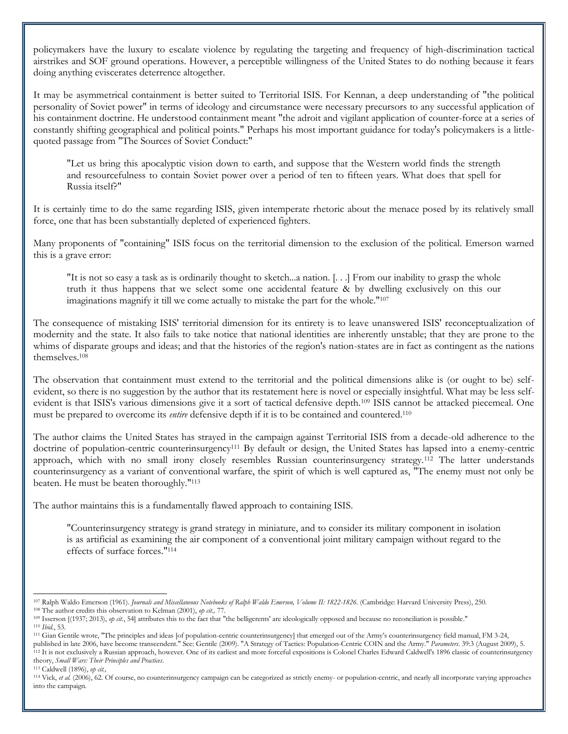policymakers have the luxury to escalate violence by regulating the targeting and frequency of high-discrimination tactical airstrikes and SOF ground operations. However, a perceptible willingness of the United States to do nothing because it fears doing anything eviscerates deterrence altogether.

It may be asymmetrical containment is better suited to Territorial ISIS. For Kennan, a deep understanding of "the political personality of Soviet power" in terms of ideology and circumstance were necessary precursors to any successful application of his containment doctrine. He understood containment meant "the adroit and vigilant application of counter-force at a series of constantly shifting geographical and political points." Perhaps his most important guidance for today's policymakers is a little-quoted passage from "The Sources of Soviet Conduct:"

> "Let us bring this apocalyptic vision down to earth, and suppose that the Western world finds the strength and resourcefulness to contain Soviet power over a period of ten to fifteen years. What does that spell for Russia itself?"

It is certainly time to do the same regarding ISIS, given intemperate rhetoric about the menace posed by its relatively small force, one that has been substantially depleted of experienced fighters.

Many proponents of "containing" ISIS focus on the territorial dimension to the exclusion of the political. Emerson warned this is a grave error:

> "It is not so easy a task as is ordinarily thought to sketch...a nation. [. . .] From our inability to grasp the whole truth it thus happens that we select some one accidental feature & by dwelling exclusively on this our imaginations magnify it till we come actually to mistake the part for the whole."[107]

The consequence of mistaking ISIS' territorial dimension for its entirety is to leave unanswered ISIS' reconceptualization of modernity and the state. It also fails to take notice that national identities are inherently unstable; that they are prone to the whims of disparate groups and ideas; and that the histories of the region's nation-states are in fact as contingent as the nations themselves.[108]

The observation that containment must extend to the territorial and the political dimensions alike is (or ought to be) self-evident, so there is no suggestion by the author that its restatement here is novel or especially insightful. What may be less self-evident is that ISIS's various dimensions give it a sort of tactical defensive depth.[109] ISIS cannot be attacked piecemeal. One must be prepared to overcome its *entire* defensive depth if it is to be contained and countered.[110]

The author claims the United States has strayed in the campaign against Territorial ISIS from a decade-old adherence to the doctrine of population-centric counterinsurgency[111] By default or design, the United States has lapsed into a enemy-centric approach, which with no small irony closely resembles Russian counterinsurgency strategy.[112] The latter understands counterinsurgency as a variant of conventional warfare, the spirit of which is well captured as, "The enemy must not only be beaten. He must be beaten thoroughly."[113]

The author maintains this is a fundamentally flawed approach to containing ISIS.

> "Counterinsurgency strategy is grand strategy in miniature, and to consider its military component in isolation is as artificial as examining the air component of a conventional joint military campaign without regard to the effects of surface forces."[114]

---

[107] Ralph Waldo Emerson (1961). *Journals and Miscellaneous Notebooks of Ralph Waldo Emerson, Volume II: 1822-1826*. (Cambridge: Harvard University Press), 250.

[108] The author credits this observation to Kelman (2001), *op cit.,* 77.

[109] Isserson [(1937; 2013), *op cit.*, 54] attributes this to the fact that "the belligerents' are ideologically opposed and because no reconciliation is possible."

[110] *Ibid.*, 53.

[111] Gian Gentile wrote, "The principles and ideas [of population-centric counterinsurgency] that emerged out of the Army's counterinsurgency field manual, FM 3-24, published in late 2006, have become transcendent." See: Gentile (2009). "A Strategy of Tactics: Population-Centric COIN and the Army." *Parameters*. 39:3 (August 2009), 5.

[112] It is not exclusively a Russian approach, however. One of its earliest and more forceful expositions is Colonel Charles Edward Caldwell's 1896 classic of counterinsurgency theory, *Small Wars: Their Principles and Practices*.

[113] Caldwell (1896), *op cit.,*

[114] Vick, *et al.* (2006), 62. Of course, no counterinsurgency campaign can be categorized as strictly enemy- or population-centric, and nearly all incorporate varying approaches into the campaign.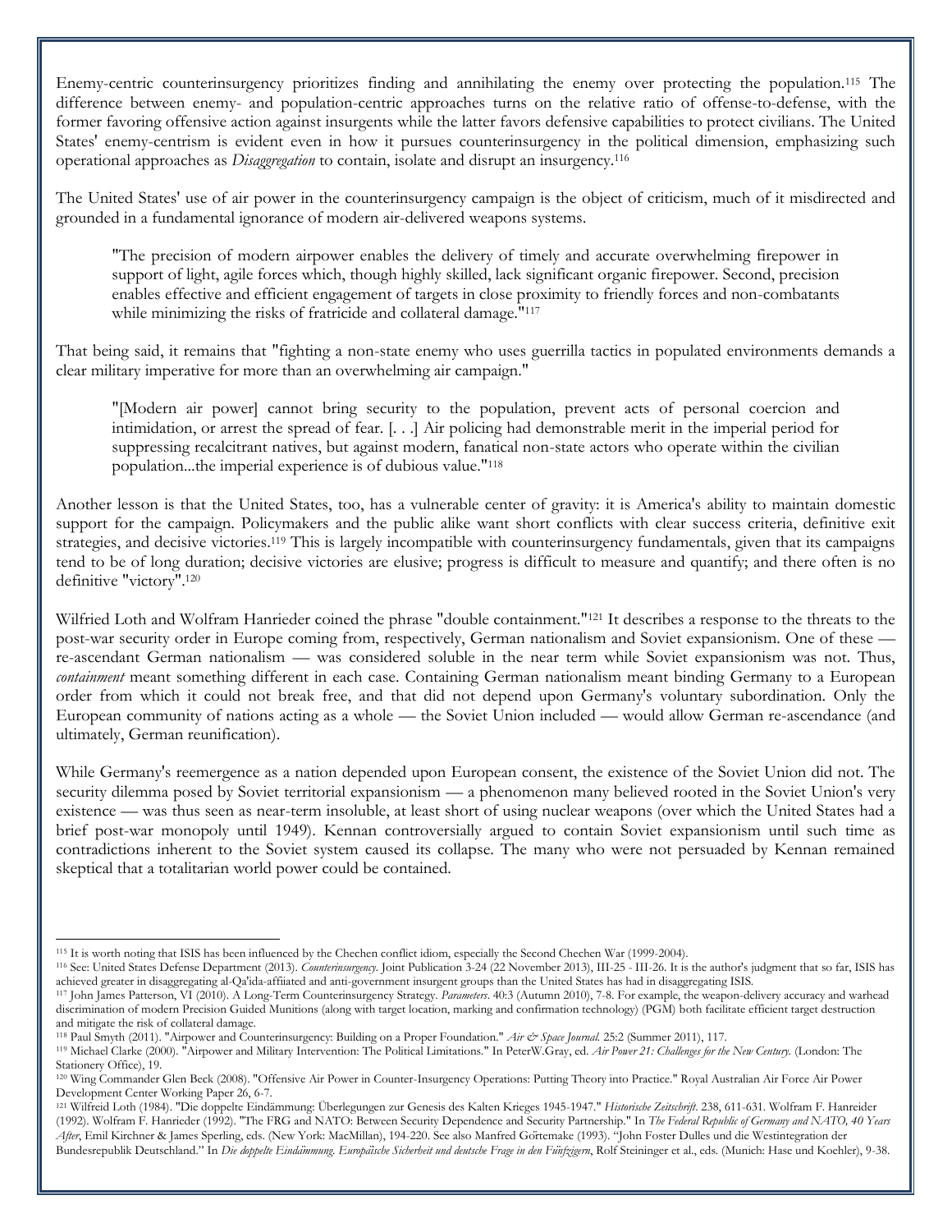Enemy-centric counterinsurgency prioritizes finding and annihilating the enemy over protecting the population.[115] The difference between enemy- and population-centric approaches turns on the relative ratio of offense-to-defense, with the former favoring offensive action against insurgents while the latter favors defensive capabilities to protect civilians. The United States' enemy-centrism is evident even in how it pursues counterinsurgency in the political dimension, emphasizing such operational approaches as *Disaggregation* to contain, isolate and disrupt an insurgency.[116]

The United States' use of air power in the counterinsurgency campaign is the object of criticism, much of it misdirected and grounded in a fundamental ignorance of modern air-delivered weapons systems.

> "The precision of modern airpower enables the delivery of timely and accurate overwhelming firepower in support of light, agile forces which, though highly skilled, lack significant organic firepower. Second, precision enables effective and efficient engagement of targets in close proximity to friendly forces and non-combatants while minimizing the risks of fratricide and collateral damage."[117]

That being said, it remains that "fighting a non-state enemy who uses guerrilla tactics in populated environments demands a clear military imperative for more than an overwhelming air campaign."

> "[Modern air power] cannot bring security to the population, prevent acts of personal coercion and intimidation, or arrest the spread of fear. [. . .] Air policing had demonstrable merit in the imperial period for suppressing recalcitrant natives, but against modern, fanatical non-state actors who operate within the civilian population...the imperial experience is of dubious value."[118]

Another lesson is that the United States, too, has a vulnerable center of gravity: it is America's ability to maintain domestic support for the campaign. Policymakers and the public alike want short conflicts with clear success criteria, definitive exit strategies, and decisive victories.[119] This is largely incompatible with counterinsurgency fundamentals, given that its campaigns tend to be of long duration; decisive victories are elusive; progress is difficult to measure and quantify; and there often is no definitive "victory".[120]

Wilfried Loth and Wolfram Hanrieder coined the phrase "double containment."[121] It describes a response to the threats to the post-war security order in Europe coming from, respectively, German nationalism and Soviet expansionism. One of these — re-ascendant German nationalism — was considered soluble in the near term while Soviet expansionism was not. Thus, *containment* meant something different in each case. Containing German nationalism meant binding Germany to a European order from which it could not break free, and that did not depend upon Germany's voluntary subordination. Only the European community of nations acting as a whole — the Soviet Union included — would allow German re-ascendance (and ultimately, German reunification).

While Germany's reemergence as a nation depended upon European consent, the existence of the Soviet Union did not. The security dilemma posed by Soviet territorial expansionism — a phenomenon many believed rooted in the Soviet Union's very existence — was thus seen as near-term insoluble, at least short of using nuclear weapons (over which the United States had a brief post-war monopoly until 1949). Kennan controversially argued to contain Soviet expansionism until such time as contradictions inherent to the Soviet system caused its collapse. The many who were not persuaded by Kennan remained skeptical that a totalitarian world power could be contained.

---

[115] It is worth noting that ISIS has been influenced by the Chechen conflict idiom, especially the Second Chechen War (1999-2004).

[116] See: United States Defense Department (2013). *Counterinsurgency*. Joint Publication 3-24 (22 November 2013), III-25 - III-26. It is the author's judgment that so far, ISIS has achieved greater in disaggregating al-Qa'ida-affiiated and anti-government insurgent groups than the United States has had in disaggregating ISIS.

[117] John James Patterson, VI (2010). A Long-Term Counterinsurgency Strategy. *Parameters*. 40:3 (Autumn 2010), 7-8. For example, the weapon-delivery accuracy and warhead discrimination of modern Precision Guided Munitions (along with target location, marking and confirmation technology) (PGM) both facilitate efficient target destruction and mitigate the risk of collateral damage.

[118] Paul Smyth (2011). "Airpower and Counterinsurgency: Building on a Proper Foundation." *Air & Space Journal*. 25:2 (Summer 2011), 117.

[119] Michael Clarke (2000). "Airpower and Military Intervention: The Political Limitations." In PeterW.Gray, ed. *Air Power 21: Challenges for the New Century*. (London: The Stationery Office), 19.

[120] Wing Commander Glen Beck (2008). "Offensive Air Power in Counter-Insurgency Operations: Putting Theory into Practice." Royal Australian Air Force Air Power Development Center Working Paper 26, 6-7.

[121] Wilfreid Loth (1984). "Die doppelte Eindämmung: Überlegungen zur Genesis des Kalten Krieges 1945-1947." *Historische Zeitschrift*. 238, 611-631. Wolfram F. Hanreider (1992). Wolfram F. Hanrieder (1992). "The FRG and NATO: Between Security Dependence and Security Partnership." In *The Federal Republic of Germany and NATO, 40 Years After*, Emil Kirchner & James Sperling, eds. (New York: MacMillan), 194-220. See also Manfred Görtemake (1993). "John Foster Dulles und die Westintegration der Bundesrepublik Deutschland." In *Die doppelte Eindämmung. Europäische Sicherheit und deutsche Frage in den Fünfzigern*, Rolf Steininger et al., eds. (Munich: Hase und Koehler), 9-38.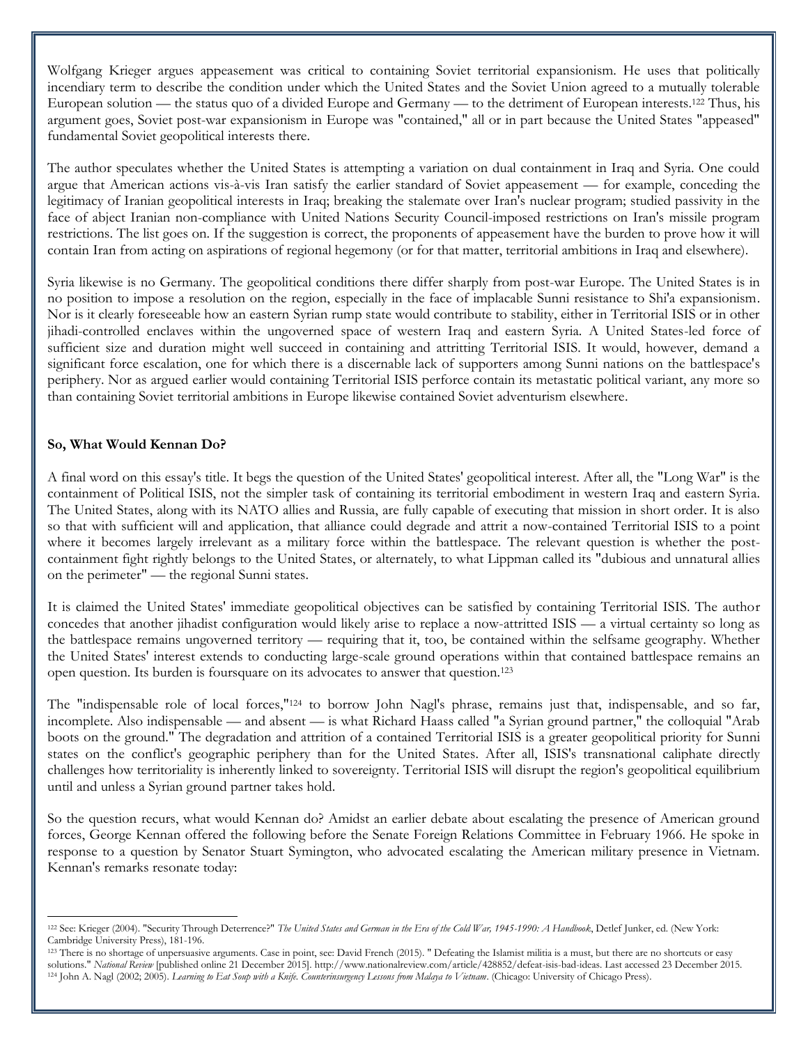Wolfgang Krieger argues appeasement was critical to containing Soviet territorial expansionism. He uses that politically incendiary term to describe the condition under which the United States and the Soviet Union agreed to a mutually tolerable European solution — the status quo of a divided Europe and Germany — to the detriment of European interests.[122] Thus, his argument goes, Soviet post-war expansionism in Europe was "contained," all or in part because the United States "appeased" fundamental Soviet geopolitical interests there.

The author speculates whether the United States is attempting a variation on dual containment in Iraq and Syria. One could argue that American actions vis-à-vis Iran satisfy the earlier standard of Soviet appeasement — for example, conceding the legitimacy of Iranian geopolitical interests in Iraq; breaking the stalemate over Iran's nuclear program; studied passivity in the face of abject Iranian non-compliance with United Nations Security Council-imposed restrictions on Iran's missile program restrictions. The list goes on. If the suggestion is correct, the proponents of appeasement have the burden to prove how it will contain Iran from acting on aspirations of regional hegemony (or for that matter, territorial ambitions in Iraq and elsewhere).

Syria likewise is no Germany. The geopolitical conditions there differ sharply from post-war Europe. The United States is in no position to impose a resolution on the region, especially in the face of implacable Sunni resistance to Shi'a expansionism. Nor is it clearly foreseeable how an eastern Syrian rump state would contribute to stability, either in Territorial ISIS or in other jihadi-controlled enclaves within the ungoverned space of western Iraq and eastern Syria. A United States-led force of sufficient size and duration might well succeed in containing and attritting Territorial ISIS. It would, however, demand a significant force escalation, one for which there is a discernable lack of supporters among Sunni nations on the battlespace's periphery. Nor as argued earlier would containing Territorial ISIS perforce contain its metastatic political variant, any more so than containing Soviet territorial ambitions in Europe likewise contained Soviet adventurism elsewhere.

## So, What Would Kennan Do?

A final word on this essay's title. It begs the question of the United States' geopolitical interest. After all, the "Long War" is the containment of Political ISIS, not the simpler task of containing its territorial embodiment in western Iraq and eastern Syria. The United States, along with its NATO allies and Russia, are fully capable of executing that mission in short order. It is also so that with sufficient will and application, that alliance could degrade and attrit a now-contained Territorial ISIS to a point where it becomes largely irrelevant as a military force within the battlespace. The relevant question is whether the post-containment fight rightly belongs to the United States, or alternately, to what Lippman called its "dubious and unnatural allies on the perimeter" — the regional Sunni states.

It is claimed the United States' immediate geopolitical objectives can be satisfied by containing Territorial ISIS. The author concedes that another jihadist configuration would likely arise to replace a now-attritted ISIS — a virtual certainty so long as the battlespace remains ungoverned territory — requiring that it, too, be contained within the selfsame geography. Whether the United States' interest extends to conducting large-scale ground operations within that contained battlespace remains an open question. Its burden is foursquare on its advocates to answer that question.[123]

The "indispensable role of local forces,"[124] to borrow John Nagl's phrase, remains just that, indispensable, and so far, incomplete. Also indispensable — and absent — is what Richard Haass called "a Syrian ground partner," the colloquial "Arab boots on the ground." The degradation and attrition of a contained Territorial ISIS is a greater geopolitical priority for Sunni states on the conflict's geographic periphery than for the United States. After all, ISIS's transnational caliphate directly challenges how territoriality is inherently linked to sovereignty. Territorial ISIS will disrupt the region's geopolitical equilibrium until and unless a Syrian ground partner takes hold.

So the question recurs, what would Kennan do? Amidst an earlier debate about escalating the presence of American ground forces, George Kennan offered the following before the Senate Foreign Relations Committee in February 1966. He spoke in response to a question by Senator Stuart Symington, who advocated escalating the American military presence in Vietnam. Kennan's remarks resonate today:

---

[122] See: Krieger (2004). "Security Through Deterrence?" *The United States and German in the Era of the Cold War, 1945-1990: A Handbook*, Detlef Junker, ed. (New York: Cambridge University Press), 181-196.

[123] There is no shortage of unpersuasive arguments. Case in point, see: David French (2015). " Defeating the Islamist militia is a must, but there are no shortcuts or easy solutions." *National Review* [published online 21 December 2015]. http://www.nationalreview.com/article/428852/defeat-isis-bad-ideas. Last accessed 23 December 2015.

[124] John A. Nagl (2002; 2005). *Learning to Eat Soup with a Knife. Counterinsurgency Lessons from Malaya to Vietnam*. (Chicago: University of Chicago Press).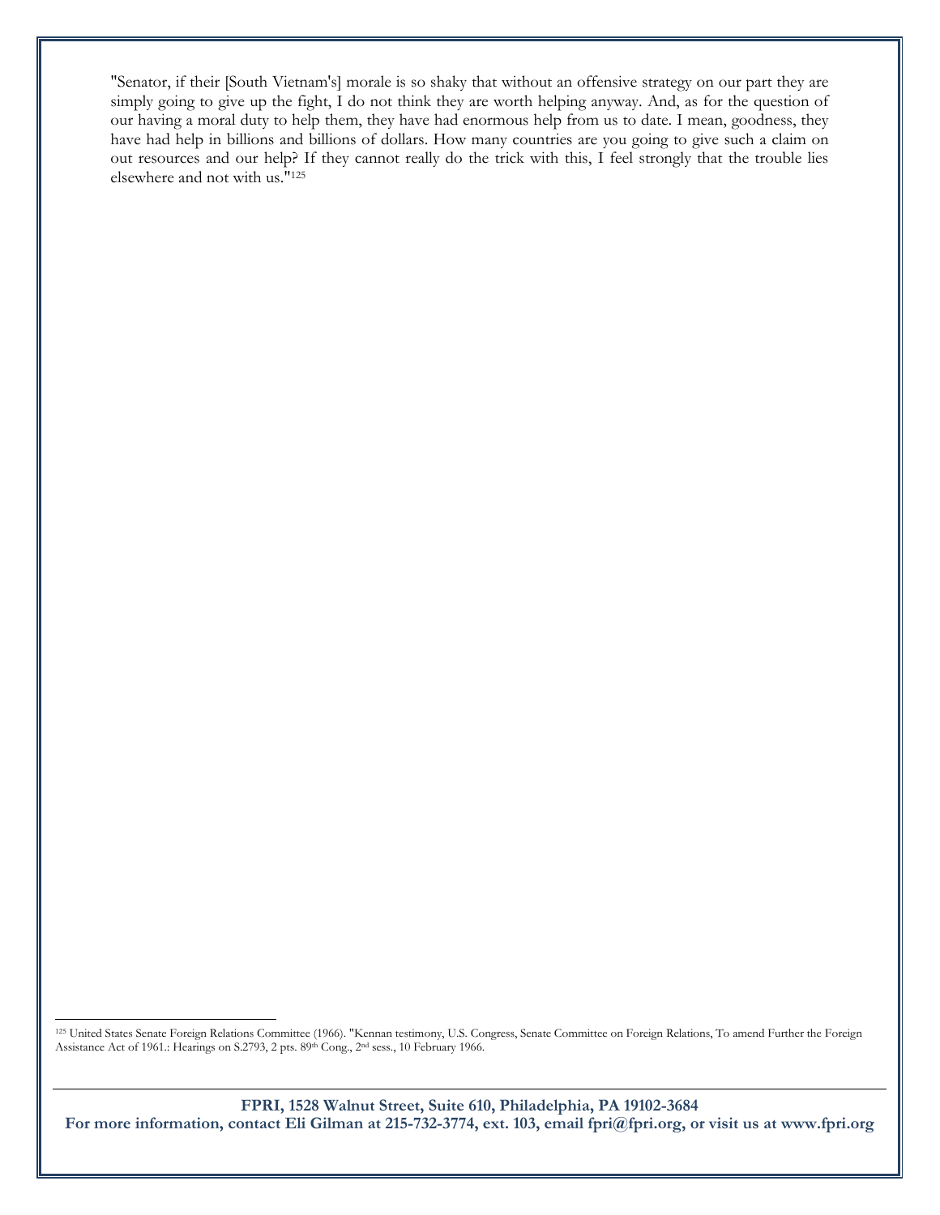"Senator, if their [South Vietnam's] morale is so shaky that without an offensive strategy on our part they are simply going to give up the fight, I do not think they are worth helping anyway. And, as for the question of our having a moral duty to help them, they have had enormous help from us to date. I mean, goodness, they have had help in billions and billions of dollars. How many countries are you going to give such a claim on out resources and our help? If they cannot really do the trick with this, I feel strongly that the trouble lies elsewhere and not with us."[125]

[125] United States Senate Foreign Relations Committee (1966). "Kennan testimony, U.S. Congress, Senate Committee on Foreign Relations, To amend Further the Foreign Assistance Act of 1961.: Hearings on S.2793, 2 pts. 89th Cong., 2nd sess., 10 February 1966.

**FPRI, 1528 Walnut Street, Suite 610, Philadelphia, PA 19102-3684**
**For more information, contact Eli Gilman at 215-732-3774, ext. 103, email fpri@fpri.org, or visit us at www.fpri.org**